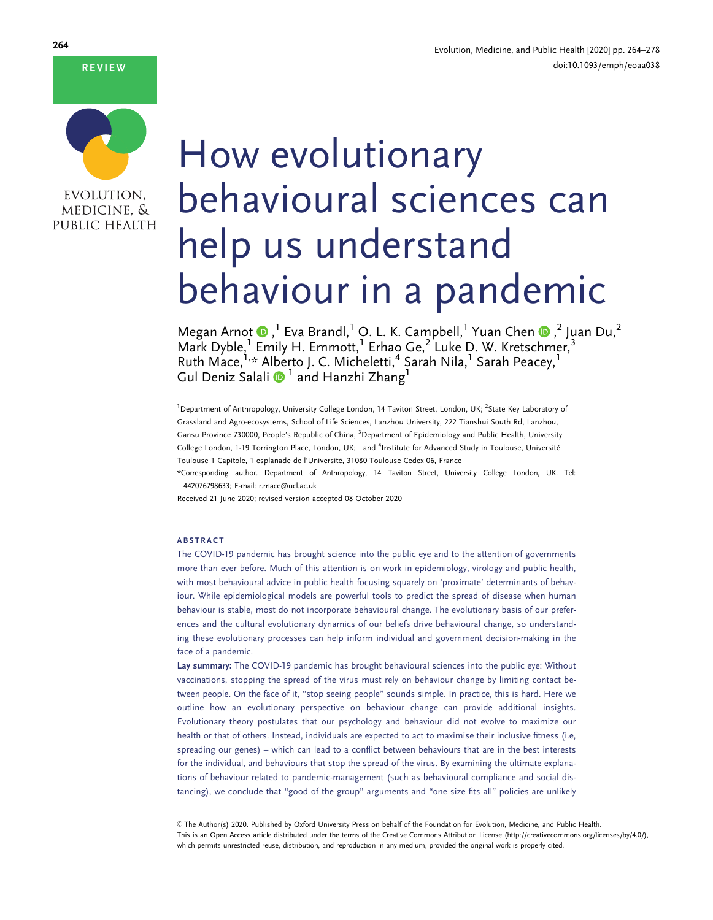REVIEW

# How evolutionary behavioural sciences can help us understand behaviour in a pandemic

Megan Arnot,[1] Eva Brandl,[1] O. L. K. Campbell,[1] Yuan Chen,[2] Juan Du,[2] Mark Dyble,[1] Emily H. Emmott,[1] Erhao Ge,[2] Luke D. W. Kretschmer,[3] Ruth Mace,[1,*] Alberto J. C. Micheletti,[4] Sarah Nila,[1] Sarah Peacey,[1] Gul Deniz Salali[1] and Hanzhi Zhang[1]

[1]Department of Anthropology, University College London, 14 Taviton Street, London, UK; [2]State Key Laboratory of Grassland and Agro-ecosystems, School of Life Sciences, Lanzhou University, 222 Tianshui South Rd, Lanzhou, Gansu Province 730000, People's Republic of China; [3]Department of Epidemiology and Public Health, University College London, 1-19 Torrington Place, London, UK; and [4]Institute for Advanced Study in Toulouse, Université Toulouse 1 Capitole, 1 esplanade de l'Université, 31080 Toulouse Cedex 06, France

*Corresponding author. Department of Anthropology, 14 Taviton Street, University College London, UK. Tel: +442076798633; E-mail: r.mace@ucl.ac.uk

Received 21 June 2020; revised version accepted 08 October 2020

## ABSTRACT

The COVID-19 pandemic has brought science into the public eye and to the attention of governments more than ever before. Much of this attention is on work in epidemiology, virology and public health, with most behavioural advice in public health focusing squarely on 'proximate' determinants of behaviour. While epidemiological models are powerful tools to predict the spread of disease when human behaviour is stable, most do not incorporate behavioural change. The evolutionary basis of our preferences and the cultural evolutionary dynamics of our beliefs drive behavioural change, so understanding these evolutionary processes can help inform individual and government decision-making in the face of a pandemic.

**Lay summary:** The COVID-19 pandemic has brought behavioural sciences into the public eye: Without vaccinations, stopping the spread of the virus must rely on behaviour change by limiting contact between people. On the face of it, "stop seeing people" sounds simple. In practice, this is hard. Here we outline how an evolutionary perspective on behaviour change can provide additional insights. Evolutionary theory postulates that our psychology and behaviour did not evolve to maximize our health or that of others. Instead, individuals are expected to act to maximise their inclusive fitness (i.e, spreading our genes) – which can lead to a conflict between behaviours that are in the best interests for the individual, and behaviours that stop the spread of the virus. By examining the ultimate explanations of behaviour related to pandemic-management (such as behavioural compliance and social distancing), we conclude that "good of the group" arguments and "one size fits all" policies are unlikely

© The Author(s) 2020. Published by Oxford University Press on behalf of the Foundation for Evolution, Medicine, and Public Health.
This is an Open Access article distributed under the terms of the Creative Commons Attribution License (http://creativecommons.org/licenses/by/4.0/), which permits unrestricted reuse, distribution, and reproduction in any medium, provided the original work is properly cited.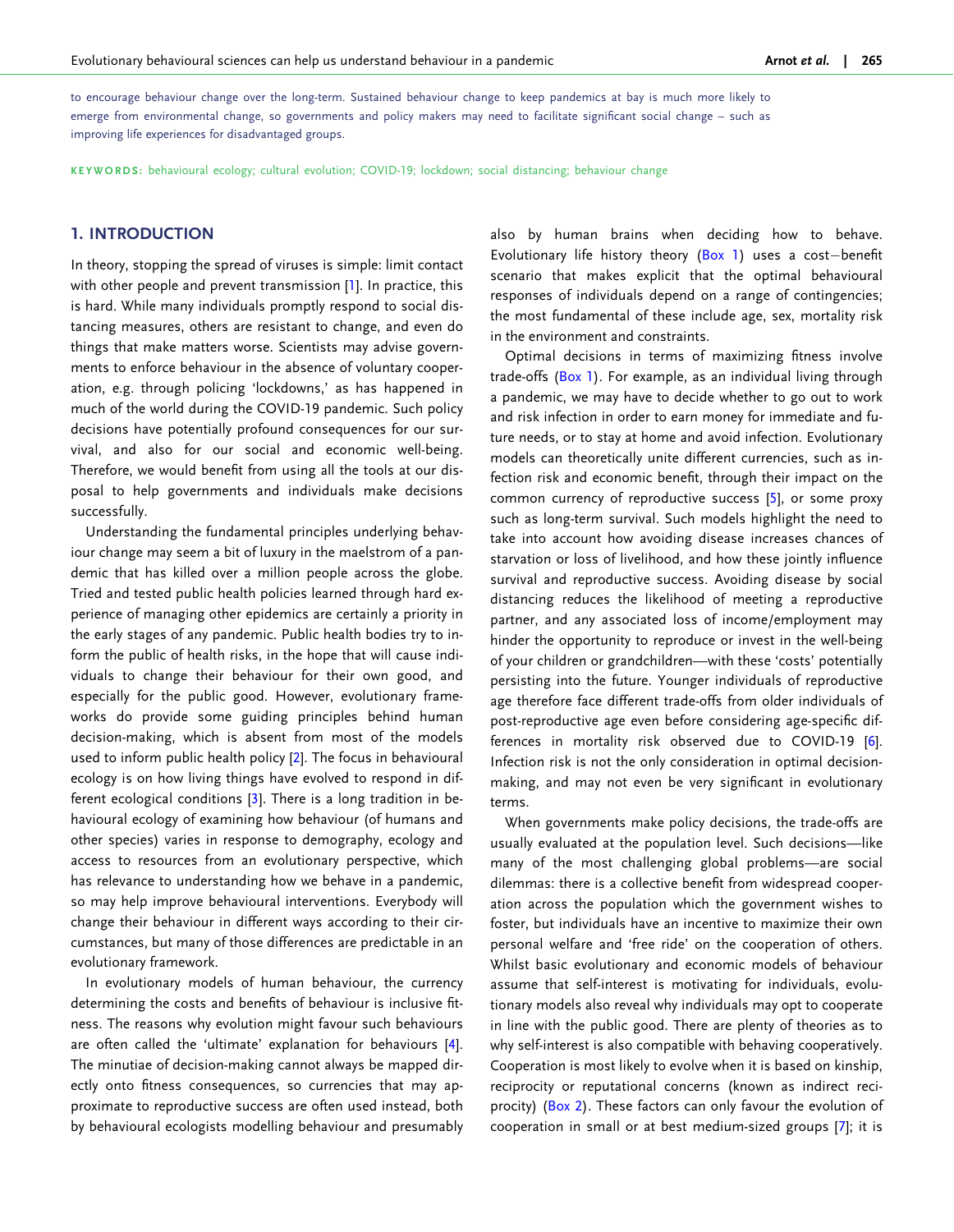to encourage behaviour change over the long-term. Sustained behaviour change to keep pandemics at bay is much more likely to emerge from environmental change, so governments and policy makers may need to facilitate significant social change – such as improving life experiences for disadvantaged groups.

**KEYWORDS:** behavioural ecology; cultural evolution; COVID-19; lockdown; social distancing; behaviour change

## 1. INTRODUCTION

In theory, stopping the spread of viruses is simple: limit contact with other people and prevent transmission [1]. In practice, this is hard. While many individuals promptly respond to social distancing measures, others are resistant to change, and even do things that make matters worse. Scientists may advise governments to enforce behaviour in the absence of voluntary cooperation, e.g. through policing 'lockdowns,' as has happened in much of the world during the COVID-19 pandemic. Such policy decisions have potentially profound consequences for our survival, and also for our social and economic well-being. Therefore, we would benefit from using all the tools at our disposal to help governments and individuals make decisions successfully.

Understanding the fundamental principles underlying behaviour change may seem a bit of luxury in the maelstrom of a pandemic that has killed over a million people across the globe. Tried and tested public health policies learned through hard experience of managing other epidemics are certainly a priority in the early stages of any pandemic. Public health bodies try to inform the public of health risks, in the hope that will cause individuals to change their behaviour for their own good, and especially for the public good. However, evolutionary frameworks do provide some guiding principles behind human decision-making, which is absent from most of the models used to inform public health policy [2]. The focus in behavioural ecology is on how living things have evolved to respond in different ecological conditions [3]. There is a long tradition in behavioural ecology of examining how behaviour (of humans and other species) varies in response to demography, ecology and access to resources from an evolutionary perspective, which has relevance to understanding how we behave in a pandemic, so may help improve behavioural interventions. Everybody will change their behaviour in different ways according to their circumstances, but many of those differences are predictable in an evolutionary framework.

In evolutionary models of human behaviour, the currency determining the costs and benefits of behaviour is inclusive fitness. The reasons why evolution might favour such behaviours are often called the 'ultimate' explanation for behaviours [4]. The minutiae of decision-making cannot always be mapped directly onto fitness consequences, so currencies that may approximate to reproductive success are often used instead, both by behavioural ecologists modelling behaviour and presumably also by human brains when deciding how to behave. Evolutionary life history theory (Box 1) uses a cost–benefit scenario that makes explicit that the optimal behavioural responses of individuals depend on a range of contingencies; the most fundamental of these include age, sex, mortality risk in the environment and constraints.

Optimal decisions in terms of maximizing fitness involve trade-offs (Box 1). For example, as an individual living through a pandemic, we may have to decide whether to go out to work and risk infection in order to earn money for immediate and future needs, or to stay at home and avoid infection. Evolutionary models can theoretically unite different currencies, such as infection risk and economic benefit, through their impact on the common currency of reproductive success [5], or some proxy such as long-term survival. Such models highlight the need to take into account how avoiding disease increases chances of starvation or loss of livelihood, and how these jointly influence survival and reproductive success. Avoiding disease by social distancing reduces the likelihood of meeting a reproductive partner, and any associated loss of income/employment may hinder the opportunity to reproduce or invest in the well-being of your children or grandchildren—with these 'costs' potentially persisting into the future. Younger individuals of reproductive age therefore face different trade-offs from older individuals of post-reproductive age even before considering age-specific differences in mortality risk observed due to COVID-19 [6]. Infection risk is not the only consideration in optimal decision-making, and may not even be very significant in evolutionary terms.

When governments make policy decisions, the trade-offs are usually evaluated at the population level. Such decisions—like many of the most challenging global problems—are social dilemmas: there is a collective benefit from widespread cooperation across the population which the government wishes to foster, but individuals have an incentive to maximize their own personal welfare and 'free ride' on the cooperation of others. Whilst basic evolutionary and economic models of behaviour assume that self-interest is motivating for individuals, evolutionary models also reveal why individuals may opt to cooperate in line with the public good. There are plenty of theories as to why self-interest is also compatible with behaving cooperatively. Cooperation is most likely to evolve when it is based on kinship, reciprocity or reputational concerns (known as indirect reciprocity) (Box 2). These factors can only favour the evolution of cooperation in small or at best medium-sized groups [7]; it is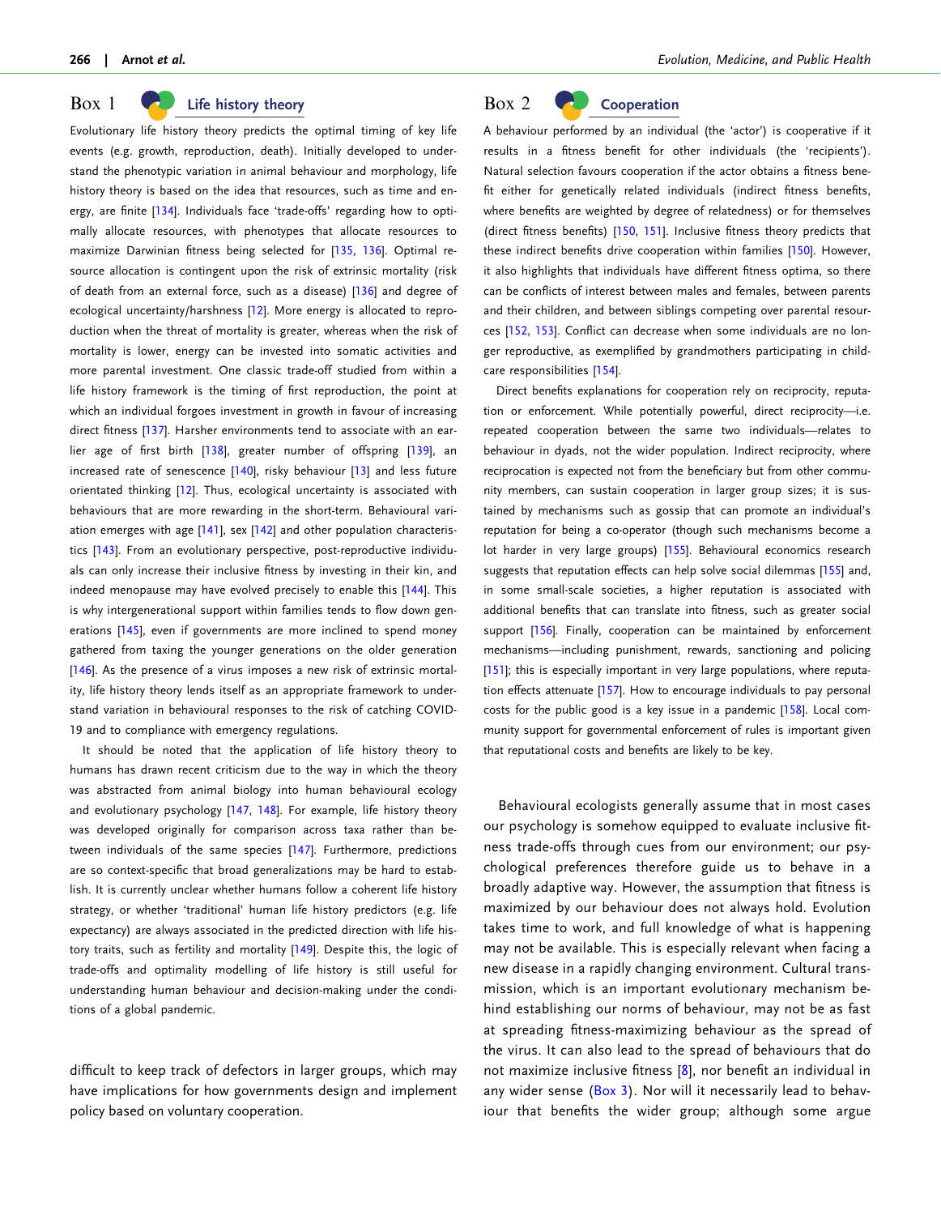## Box 1 Life history theory

Evolutionary life history theory predicts the optimal timing of key life events (e.g. growth, reproduction, death). Initially developed to understand the phenotypic variation in animal behaviour and morphology, life history theory is based on the idea that resources, such as time and energy, are finite [134]. Individuals face 'trade-offs' regarding how to optimally allocate resources, with phenotypes that allocate resources to maximize Darwinian fitness being selected for [135, 136]. Optimal resource allocation is contingent upon the risk of extrinsic mortality (risk of death from an external force, such as a disease) [136] and degree of ecological uncertainty/harshness [12]. More energy is allocated to reproduction when the threat of mortality is greater, whereas when the risk of mortality is lower, energy can be invested into somatic activities and more parental investment. One classic trade-off studied from within a life history framework is the timing of first reproduction, the point at which an individual forgoes investment in growth in favour of increasing direct fitness [137]. Harsher environments tend to associate with an earlier age of first birth [138], greater number of offspring [139], an increased rate of senescence [140], risky behaviour [13] and less future orientated thinking [12]. Thus, ecological uncertainty is associated with behaviours that are more rewarding in the short-term. Behavioural variation emerges with age [141], sex [142] and other population characteristics [143]. From an evolutionary perspective, post-reproductive individuals can only increase their inclusive fitness by investing in their kin, and indeed menopause may have evolved precisely to enable this [144]. This is why intergenerational support within families tends to flow down generations [145], even if governments are more inclined to spend money gathered from taxing the younger generations on the older generation [146]. As the presence of a virus imposes a new risk of extrinsic mortality, life history theory lends itself as an appropriate framework to understand variation in behavioural responses to the risk of catching COVID-19 and to compliance with emergency regulations.

It should be noted that the application of life history theory to humans has drawn recent criticism due to the way in which the theory was abstracted from animal biology into human behavioural ecology and evolutionary psychology [147, 148]. For example, life history theory was developed originally for comparison across taxa rather than between individuals of the same species [147]. Furthermore, predictions are so context-specific that broad generalizations may be hard to establish. It is currently unclear whether humans follow a coherent life history strategy, or whether 'traditional' human life history predictors (e.g. life expectancy) are always associated in the predicted direction with life history traits, such as fertility and mortality [149]. Despite this, the logic of trade-offs and optimality modelling of life history is still useful for understanding human behaviour and decision-making under the conditions of a global pandemic.

## Box 2 Cooperation

A behaviour performed by an individual (the 'actor') is cooperative if it results in a fitness benefit for other individuals (the 'recipients'). Natural selection favours cooperation if the actor obtains a fitness benefit either for genetically related individuals (indirect fitness benefits, where benefits are weighted by degree of relatedness) or for themselves (direct fitness benefits) [150, 151]. Inclusive fitness theory predicts that these indirect benefits drive cooperation within families [150]. However, it also highlights that individuals have different fitness optima, so there can be conflicts of interest between males and females, between parents and their children, and between siblings competing over parental resources [152, 153]. Conflict can decrease when some individuals are no longer reproductive, as exemplified by grandmothers participating in childcare responsibilities [154].

Direct benefits explanations for cooperation rely on reciprocity, reputation or enforcement. While potentially powerful, direct reciprocity—i.e. repeated cooperation between the same two individuals—relates to behaviour in dyads, not the wider population. Indirect reciprocity, where reciprocation is expected not from the beneficiary but from other community members, can sustain cooperation in larger group sizes; it is sustained by mechanisms such as gossip that can promote an individual's reputation for being a co-operator (though such mechanisms become a lot harder in very large groups) [155]. Behavioural economics research suggests that reputation effects can help solve social dilemmas [155] and, in some small-scale societies, a higher reputation is associated with additional benefits that can translate into fitness, such as greater social support [156]. Finally, cooperation can be maintained by enforcement mechanisms—including punishment, rewards, sanctioning and policing [151]; this is especially important in very large populations, where reputation effects attenuate [157]. How to encourage individuals to pay personal costs for the public good is a key issue in a pandemic [158]. Local community support for governmental enforcement of rules is important given that reputational costs and benefits are likely to be key.

difficult to keep track of defectors in larger groups, which may have implications for how governments design and implement policy based on voluntary cooperation.

Behavioural ecologists generally assume that in most cases our psychology is somehow equipped to evaluate inclusive fitness trade-offs through cues from our environment; our psychological preferences therefore guide us to behave in a broadly adaptive way. However, the assumption that fitness is maximized by our behaviour does not always hold. Evolution takes time to work, and full knowledge of what is happening may not be available. This is especially relevant when facing a new disease in a rapidly changing environment. Cultural transmission, which is an important evolutionary mechanism behind establishing our norms of behaviour, may not be as fast at spreading fitness-maximizing behaviour as the spread of the virus. It can also lead to the spread of behaviours that do not maximize inclusive fitness [8], nor benefit an individual in any wider sense (Box 3). Nor will it necessarily lead to behaviour that benefits the wider group; although some argue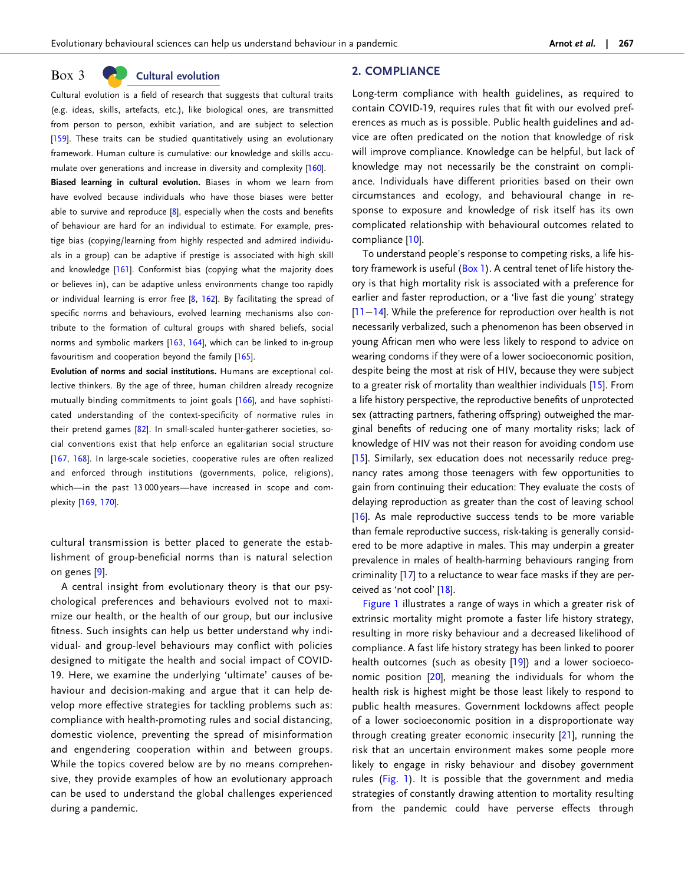## Box 3 Cultural evolution

Cultural evolution is a field of research that suggests that cultural traits (e.g. ideas, skills, artefacts, etc.), like biological ones, are transmitted from person to person, exhibit variation, and are subject to selection [159]. These traits can be studied quantitatively using an evolutionary framework. Human culture is cumulative: our knowledge and skills accumulate over generations and increase in diversity and complexity [160].

**Biased learning in cultural evolution.** Biases in whom we learn from have evolved because individuals who have those biases were better able to survive and reproduce [8], especially when the costs and benefits of behaviour are hard for an individual to estimate. For example, prestige bias (copying/learning from highly respected and admired individuals in a group) can be adaptive if prestige is associated with high skill and knowledge [161]. Conformist bias (copying what the majority does or believes in), can be adaptive unless environments change too rapidly or individual learning is error free [8, 162]. By facilitating the spread of specific norms and behaviours, evolved learning mechanisms also contribute to the formation of cultural groups with shared beliefs, social norms and symbolic markers [163, 164], which can be linked to in-group favouritism and cooperation beyond the family [165].

**Evolution of norms and social institutions.** Humans are exceptional collective thinkers. By the age of three, human children already recognize mutually binding commitments to joint goals [166], and have sophisticated understanding of the context-specificity of normative rules in their pretend games [82]. In small-scaled hunter-gatherer societies, social conventions exist that help enforce an egalitarian social structure [167, 168]. In large-scale societies, cooperative rules are often realized and enforced through institutions (governments, police, religions), which—in the past 13 000 years—have increased in scope and complexity [169, 170].

cultural transmission is better placed to generate the establishment of group-beneficial norms than is natural selection on genes [9].

A central insight from evolutionary theory is that our psychological preferences and behaviours evolved not to maximize our health, or the health of our group, but our inclusive fitness. Such insights can help us better understand why individual- and group-level behaviours may conflict with policies designed to mitigate the health and social impact of COVID-19. Here, we examine the underlying 'ultimate' causes of behaviour and decision-making and argue that it can help develop more effective strategies for tackling problems such as: compliance with health-promoting rules and social distancing, domestic violence, preventing the spread of misinformation and engendering cooperation within and between groups. While the topics covered below are by no means comprehensive, they provide examples of how an evolutionary approach can be used to understand the global challenges experienced during a pandemic.

## 2. COMPLIANCE

Long-term compliance with health guidelines, as required to contain COVID-19, requires rules that fit with our evolved preferences as much as is possible. Public health guidelines and advice are often predicated on the notion that knowledge of risk will improve compliance. Knowledge can be helpful, but lack of knowledge may not necessarily be the constraint on compliance. Individuals have different priorities based on their own circumstances and ecology, and behavioural change in response to exposure and knowledge of risk itself has its own complicated relationship with behavioural outcomes related to compliance [10].

To understand people's response to competing risks, a life history framework is useful (Box 1). A central tenet of life history theory is that high mortality risk is associated with a preference for earlier and faster reproduction, or a 'live fast die young' strategy [11–14]. While the preference for reproduction over health is not necessarily verbalized, such a phenomenon has been observed in young African men who were less likely to respond to advice on wearing condoms if they were of a lower socioeconomic position, despite being the most at risk of HIV, because they were subject to a greater risk of mortality than wealthier individuals [15]. From a life history perspective, the reproductive benefits of unprotected sex (attracting partners, fathering offspring) outweighed the marginal benefits of reducing one of many mortality risks; lack of knowledge of HIV was not their reason for avoiding condom use [15]. Similarly, sex education does not necessarily reduce pregnancy rates among those teenagers with few opportunities to gain from continuing their education: They evaluate the costs of delaying reproduction as greater than the cost of leaving school [16]. As male reproductive success tends to be more variable than female reproductive success, risk-taking is generally considered to be more adaptive in males. This may underpin a greater prevalence in males of health-harming behaviours ranging from criminality [17] to a reluctance to wear face masks if they are perceived as 'not cool' [18].

Figure 1 illustrates a range of ways in which a greater risk of extrinsic mortality might promote a faster life history strategy, resulting in more risky behaviour and a decreased likelihood of compliance. A fast life history strategy has been linked to poorer health outcomes (such as obesity [19]) and a lower socioeconomic position [20], meaning the individuals for whom the health risk is highest might be those least likely to respond to public health measures. Government lockdowns affect people of a lower socioeconomic position in a disproportionate way through creating greater economic insecurity [21], running the risk that an uncertain environment makes some people more likely to engage in risky behaviour and disobey government rules (Fig. 1). It is possible that the government and media strategies of constantly drawing attention to mortality resulting from the pandemic could have perverse effects through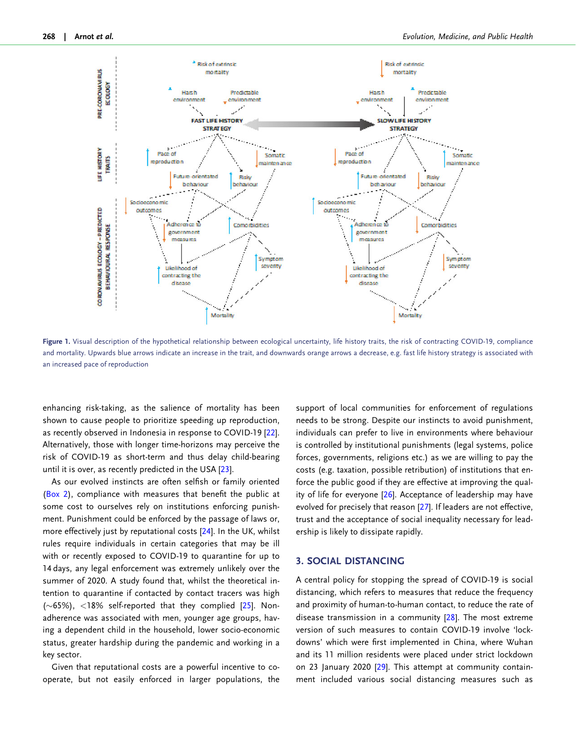Figure 1. Visual description of the hypothetical relationship between ecological uncertainty, life history traits, the risk of contracting COVID-19, compliance and mortality. Upwards blue arrows indicate an increase in the trait, and downwards orange arrows a decrease, e.g. fast life history strategy is associated with an increased pace of reproduction

enhancing risk-taking, as the salience of mortality has been shown to cause people to prioritize speeding up reproduction, as recently observed in Indonesia in response to COVID-19 [22]. Alternatively, those with longer time-horizons may perceive the risk of COVID-19 as short-term and thus delay child-bearing until it is over, as recently predicted in the USA [23].

As our evolved instincts are often selfish or family oriented (Box 2), compliance with measures that benefit the public at some cost to ourselves rely on institutions enforcing punishment. Punishment could be enforced by the passage of laws or, more effectively just by reputational costs [24]. In the UK, whilst rules require individuals in certain categories that may be ill with or recently exposed to COVID-19 to quarantine for up to 14 days, any legal enforcement was extremely unlikely over the summer of 2020. A study found that, whilst the theoretical intention to quarantine if contacted by contact tracers was high (~65%), <18% self-reported that they complied [25]. Non-adherence was associated with men, younger age groups, having a dependent child in the household, lower socio-economic status, greater hardship during the pandemic and working in a key sector.

Given that reputational costs are a powerful incentive to co-operate, but not easily enforced in larger populations, the support of local communities for enforcement of regulations needs to be strong. Despite our instincts to avoid punishment, individuals can prefer to live in environments where behaviour is controlled by institutional punishments (legal systems, police forces, governments, religions etc.) as we are willing to pay the costs (e.g. taxation, possible retribution) of institutions that enforce the public good if they are effective at improving the quality of life for everyone [26]. Acceptance of leadership may have evolved for precisely that reason [27]. If leaders are not effective, trust and the acceptance of social inequality necessary for leadership is likely to dissipate rapidly.

## 3. SOCIAL DISTANCING

A central policy for stopping the spread of COVID-19 is social distancing, which refers to measures that reduce the frequency and proximity of human-to-human contact, to reduce the rate of disease transmission in a community [28]. The most extreme version of such measures to contain COVID-19 involve 'lockdowns' which were first implemented in China, where Wuhan and its 11 million residents were placed under strict lockdown on 23 January 2020 [29]. This attempt at community containment included various social distancing measures such as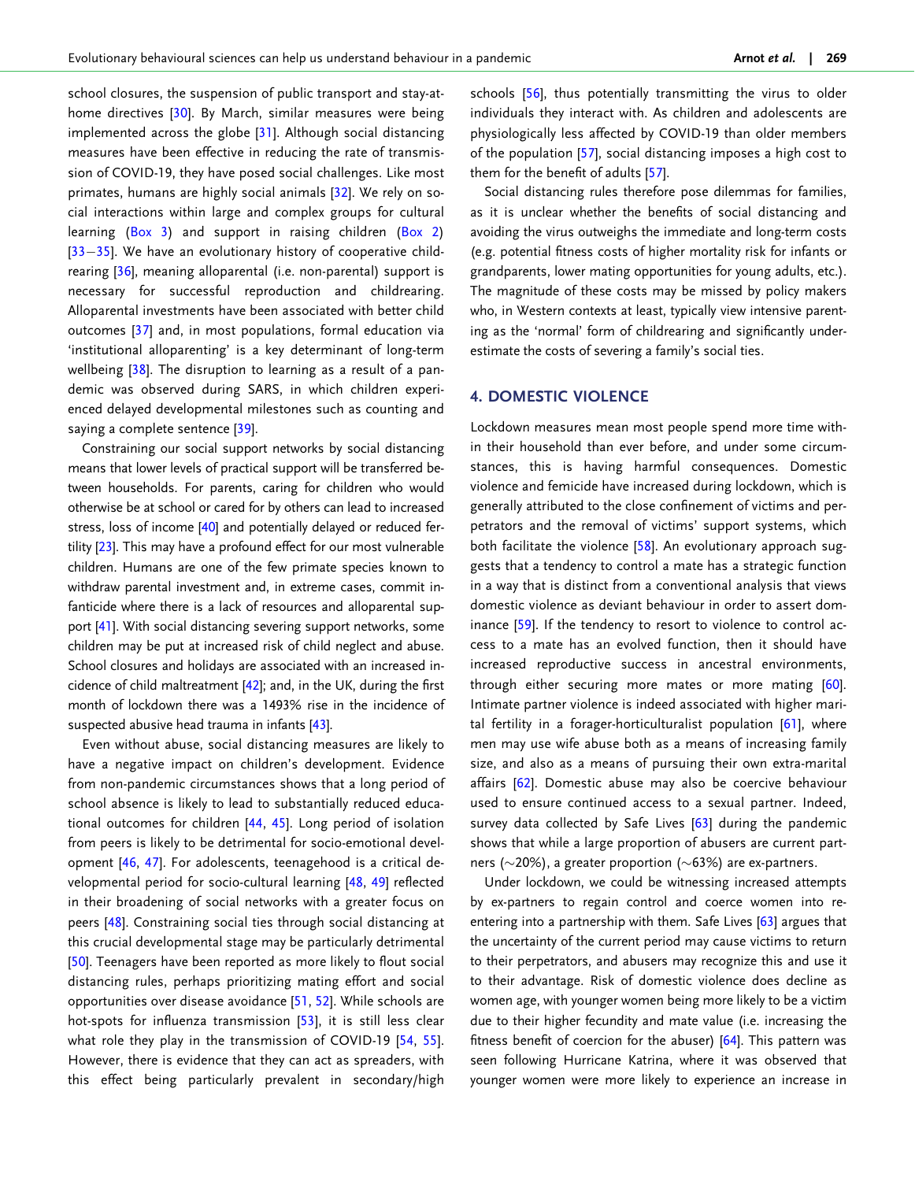school closures, the suspension of public transport and stay-at-home directives [30]. By March, similar measures were being implemented across the globe [31]. Although social distancing measures have been effective in reducing the rate of transmission of COVID-19, they have posed social challenges. Like most primates, humans are highly social animals [32]. We rely on social interactions within large and complex groups for cultural learning (Box 3) and support in raising children (Box 2) [33–35]. We have an evolutionary history of cooperative childrearing [36], meaning alloparental (i.e. non-parental) support is necessary for successful reproduction and childrearing. Alloparental investments have been associated with better child outcomes [37] and, in most populations, formal education via 'institutional alloparenting' is a key determinant of long-term wellbeing [38]. The disruption to learning as a result of a pandemic was observed during SARS, in which children experienced delayed developmental milestones such as counting and saying a complete sentence [39].

Constraining our social support networks by social distancing means that lower levels of practical support will be transferred between households. For parents, caring for children who would otherwise be at school or cared for by others can lead to increased stress, loss of income [40] and potentially delayed or reduced fertility [23]. This may have a profound effect for our most vulnerable children. Humans are one of the few primate species known to withdraw parental investment and, in extreme cases, commit infanticide where there is a lack of resources and alloparental support [41]. With social distancing severing support networks, some children may be put at increased risk of child neglect and abuse. School closures and holidays are associated with an increased incidence of child maltreatment [42]; and, in the UK, during the first month of lockdown there was a 1493% rise in the incidence of suspected abusive head trauma in infants [43].

Even without abuse, social distancing measures are likely to have a negative impact on children's development. Evidence from non-pandemic circumstances shows that a long period of school absence is likely to lead to substantially reduced educational outcomes for children [44, 45]. Long period of isolation from peers is likely to be detrimental for socio-emotional development [46, 47]. For adolescents, teenagehood is a critical developmental period for socio-cultural learning [48, 49] reflected in their broadening of social networks with a greater focus on peers [48]. Constraining social ties through social distancing at this crucial developmental stage may be particularly detrimental [50]. Teenagers have been reported as more likely to flout social distancing rules, perhaps prioritizing mating effort and social opportunities over disease avoidance [51, 52]. While schools are hot-spots for influenza transmission [53], it is still less clear what role they play in the transmission of COVID-19 [54, 55]. However, there is evidence that they can act as spreaders, with this effect being particularly prevalent in secondary/high schools [56], thus potentially transmitting the virus to older individuals they interact with. As children and adolescents are physiologically less affected by COVID-19 than older members of the population [57], social distancing imposes a high cost to them for the benefit of adults [57].

Social distancing rules therefore pose dilemmas for families, as it is unclear whether the benefits of social distancing and avoiding the virus outweighs the immediate and long-term costs (e.g. potential fitness costs of higher mortality risk for infants or grandparents, lower mating opportunities for young adults, etc.). The magnitude of these costs may be missed by policy makers who, in Western contexts at least, typically view intensive parenting as the 'normal' form of childrearing and significantly underestimate the costs of severing a family's social ties.

## 4. DOMESTIC VIOLENCE

Lockdown measures mean most people spend more time within their household than ever before, and under some circumstances, this is having harmful consequences. Domestic violence and femicide have increased during lockdown, which is generally attributed to the close confinement of victims and perpetrators and the removal of victims' support systems, which both facilitate the violence [58]. An evolutionary approach suggests that a tendency to control a mate has a strategic function in a way that is distinct from a conventional analysis that views domestic violence as deviant behaviour in order to assert dominance [59]. If the tendency to resort to violence to control access to a mate has an evolved function, then it should have increased reproductive success in ancestral environments, through either securing more mates or more mating [60]. Intimate partner violence is indeed associated with higher marital fertility in a forager-horticulturalist population [61], where men may use wife abuse both as a means of increasing family size, and also as a means of pursuing their own extra-marital affairs [62]. Domestic abuse may also be coercive behaviour used to ensure continued access to a sexual partner. Indeed, survey data collected by Safe Lives [63] during the pandemic shows that while a large proportion of abusers are current partners (∼20%), a greater proportion (∼63%) are ex-partners.

Under lockdown, we could be witnessing increased attempts by ex-partners to regain control and coerce women into re-entering into a partnership with them. Safe Lives [63] argues that the uncertainty of the current period may cause victims to return to their perpetrators, and abusers may recognize this and use it to their advantage. Risk of domestic violence does decline as women age, with younger women being more likely to be a victim due to their higher fecundity and mate value (i.e. increasing the fitness benefit of coercion for the abuser) [64]. This pattern was seen following Hurricane Katrina, where it was observed that younger women were more likely to experience an increase in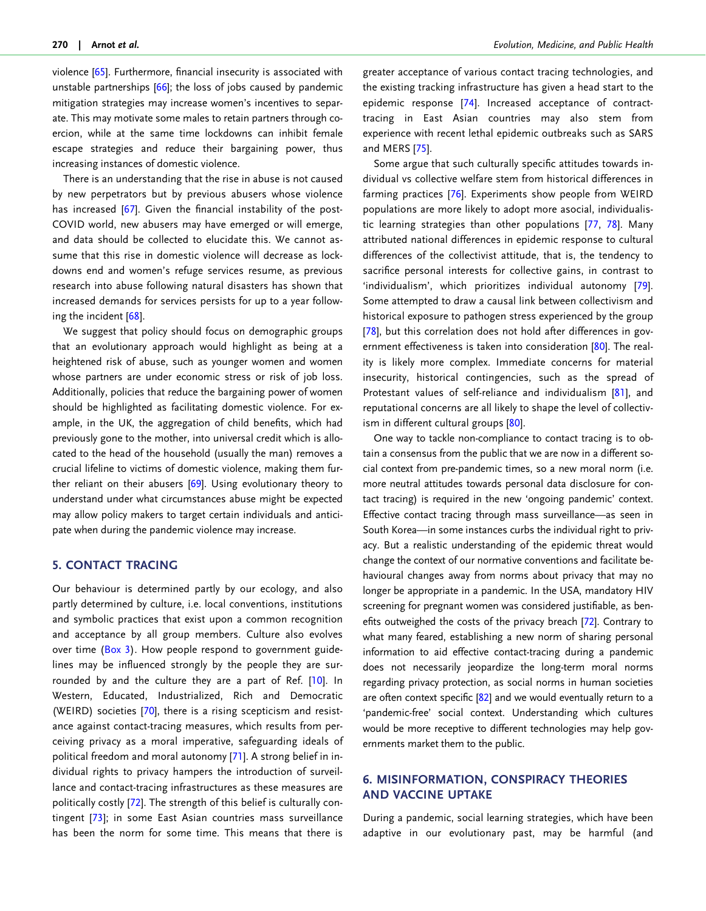violence [65]. Furthermore, financial insecurity is associated with unstable partnerships [66]; the loss of jobs caused by pandemic mitigation strategies may increase women's incentives to separate. This may motivate some males to retain partners through coercion, while at the same time lockdowns can inhibit female escape strategies and reduce their bargaining power, thus increasing instances of domestic violence.

There is an understanding that the rise in abuse is not caused by new perpetrators but by previous abusers whose violence has increased [67]. Given the financial instability of the post-COVID world, new abusers may have emerged or will emerge, and data should be collected to elucidate this. We cannot assume that this rise in domestic violence will decrease as lockdowns end and women's refuge services resume, as previous research into abuse following natural disasters has shown that increased demands for services persists for up to a year following the incident [68].

We suggest that policy should focus on demographic groups that an evolutionary approach would highlight as being at a heightened risk of abuse, such as younger women and women whose partners are under economic stress or risk of job loss. Additionally, policies that reduce the bargaining power of women should be highlighted as facilitating domestic violence. For example, in the UK, the aggregation of child benefits, which had previously gone to the mother, into universal credit which is allocated to the head of the household (usually the man) removes a crucial lifeline to victims of domestic violence, making them further reliant on their abusers [69]. Using evolutionary theory to understand under what circumstances abuse might be expected may allow policy makers to target certain individuals and anticipate when during the pandemic violence may increase.

## 5. CONTACT TRACING

Our behaviour is determined partly by our ecology, and also partly determined by culture, i.e. local conventions, institutions and symbolic practices that exist upon a common recognition and acceptance by all group members. Culture also evolves over time (Box 3). How people respond to government guidelines may be influenced strongly by the people they are surrounded by and the culture they are a part of Ref. [10]. In Western, Educated, Industrialized, Rich and Democratic (WEIRD) societies [70], there is a rising scepticism and resistance against contact-tracing measures, which results from perceiving privacy as a moral imperative, safeguarding ideals of political freedom and moral autonomy [71]. A strong belief in individual rights to privacy hampers the introduction of surveillance and contact-tracing infrastructures as these measures are politically costly [72]. The strength of this belief is culturally contingent [73]; in some East Asian countries mass surveillance has been the norm for some time. This means that there is greater acceptance of various contact tracing technologies, and the existing tracking infrastructure has given a head start to the epidemic response [74]. Increased acceptance of contract-tracing in East Asian countries may also stem from experience with recent lethal epidemic outbreaks such as SARS and MERS [75].

Some argue that such culturally specific attitudes towards individual vs collective welfare stem from historical differences in farming practices [76]. Experiments show people from WEIRD populations are more likely to adopt more asocial, individualistic learning strategies than other populations [77, 78]. Many attributed national differences in epidemic response to cultural differences of the collectivist attitude, that is, the tendency to sacrifice personal interests for collective gains, in contrast to 'individualism', which prioritizes individual autonomy [79]. Some attempted to draw a causal link between collectivism and historical exposure to pathogen stress experienced by the group [78], but this correlation does not hold after differences in government effectiveness is taken into consideration [80]. The reality is likely more complex. Immediate concerns for material insecurity, historical contingencies, such as the spread of Protestant values of self-reliance and individualism [81], and reputational concerns are all likely to shape the level of collectivism in different cultural groups [80].

One way to tackle non-compliance to contact tracing is to obtain a consensus from the public that we are now in a different social context from pre-pandemic times, so a new moral norm (i.e. more neutral attitudes towards personal data disclosure for contact tracing) is required in the new 'ongoing pandemic' context. Effective contact tracing through mass surveillance—as seen in South Korea—in some instances curbs the individual right to privacy. But a realistic understanding of the epidemic threat would change the context of our normative conventions and facilitate behavioural changes away from norms about privacy that may no longer be appropriate in a pandemic. In the USA, mandatory HIV screening for pregnant women was considered justifiable, as benefits outweighed the costs of the privacy breach [72]. Contrary to what many feared, establishing a new norm of sharing personal information to aid effective contact-tracing during a pandemic does not necessarily jeopardize the long-term moral norms regarding privacy protection, as social norms in human societies are often context specific [82] and we would eventually return to a 'pandemic-free' social context. Understanding which cultures would be more receptive to different technologies may help governments market them to the public.

## 6. MISINFORMATION, CONSPIRACY THEORIES AND VACCINE UPTAKE

During a pandemic, social learning strategies, which have been adaptive in our evolutionary past, may be harmful (and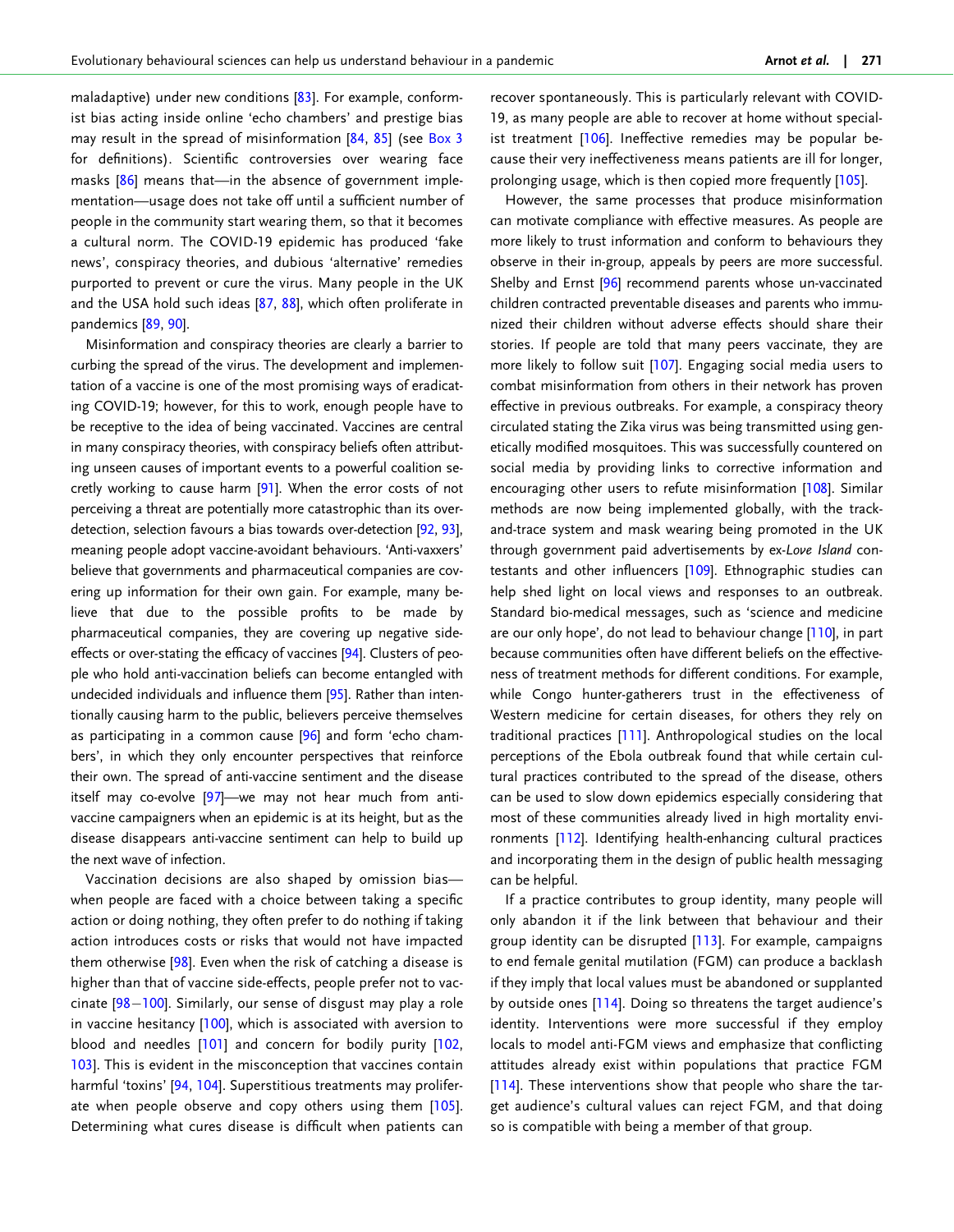maladaptive) under new conditions [83]. For example, conformist bias acting inside online 'echo chambers' and prestige bias may result in the spread of misinformation [84, 85] (see Box 3 for definitions). Scientific controversies over wearing face masks [86] means that—in the absence of government implementation—usage does not take off until a sufficient number of people in the community start wearing them, so that it becomes a cultural norm. The COVID-19 epidemic has produced 'fake news', conspiracy theories, and dubious 'alternative' remedies purported to prevent or cure the virus. Many people in the UK and the USA hold such ideas [87, 88], which often proliferate in pandemics [89, 90].

Misinformation and conspiracy theories are clearly a barrier to curbing the spread of the virus. The development and implementation of a vaccine is one of the most promising ways of eradicating COVID-19; however, for this to work, enough people have to be receptive to the idea of being vaccinated. Vaccines are central in many conspiracy theories, with conspiracy beliefs often attributing unseen causes of important events to a powerful coalition secretly working to cause harm [91]. When the error costs of not perceiving a threat are potentially more catastrophic than its over-detection, selection favours a bias towards over-detection [92, 93], meaning people adopt vaccine-avoidant behaviours. 'Anti-vaxxers' believe that governments and pharmaceutical companies are covering up information for their own gain. For example, many believe that due to the possible profits to be made by pharmaceutical companies, they are covering up negative side-effects or over-stating the efficacy of vaccines [94]. Clusters of people who hold anti-vaccination beliefs can become entangled with undecided individuals and influence them [95]. Rather than intentionally causing harm to the public, believers perceive themselves as participating in a common cause [96] and form 'echo chambers', in which they only encounter perspectives that reinforce their own. The spread of anti-vaccine sentiment and the disease itself may co-evolve [97]—we may not hear much from anti-vaccine campaigners when an epidemic is at its height, but as the disease disappears anti-vaccine sentiment can help to build up the next wave of infection.

Vaccination decisions are also shaped by omission bias—when people are faced with a choice between taking a specific action or doing nothing, they often prefer to do nothing if taking action introduces costs or risks that would not have impacted them otherwise [98]. Even when the risk of catching a disease is higher than that of vaccine side-effects, people prefer not to vaccinate [98–100]. Similarly, our sense of disgust may play a role in vaccine hesitancy [100], which is associated with aversion to blood and needles [101] and concern for bodily purity [102, 103]. This is evident in the misconception that vaccines contain harmful 'toxins' [94, 104]. Superstitious treatments may proliferate when people observe and copy others using them [105]. Determining what cures disease is difficult when patients can recover spontaneously. This is particularly relevant with COVID-19, as many people are able to recover at home without specialist treatment [106]. Ineffective remedies may be popular because their very ineffectiveness means patients are ill for longer, prolonging usage, which is then copied more frequently [105].

However, the same processes that produce misinformation can motivate compliance with effective measures. As people are more likely to trust information and conform to behaviours they observe in their in-group, appeals by peers are more successful. Shelby and Ernst [96] recommend parents whose un-vaccinated children contracted preventable diseases and parents who immunized their children without adverse effects should share their stories. If people are told that many peers vaccinate, they are more likely to follow suit [107]. Engaging social media users to combat misinformation from others in their network has proven effective in previous outbreaks. For example, a conspiracy theory circulated stating the Zika virus was being transmitted using genetically modified mosquitoes. This was successfully countered on social media by providing links to corrective information and encouraging other users to refute misinformation [108]. Similar methods are now being implemented globally, with the track-and-trace system and mask wearing being promoted in the UK through government paid advertisements by ex-*Love Island* contestants and other influencers [109]. Ethnographic studies can help shed light on local views and responses to an outbreak. Standard bio-medical messages, such as 'science and medicine are our only hope', do not lead to behaviour change [110], in part because communities often have different beliefs on the effectiveness of treatment methods for different conditions. For example, while Congo hunter-gatherers trust in the effectiveness of Western medicine for certain diseases, for others they rely on traditional practices [111]. Anthropological studies on the local perceptions of the Ebola outbreak found that while certain cultural practices contributed to the spread of the disease, others can be used to slow down epidemics especially considering that most of these communities already lived in high mortality environments [112]. Identifying health-enhancing cultural practices and incorporating them in the design of public health messaging can be helpful.

If a practice contributes to group identity, many people will only abandon it if the link between that behaviour and their group identity can be disrupted [113]. For example, campaigns to end female genital mutilation (FGM) can produce a backlash if they imply that local values must be abandoned or supplanted by outside ones [114]. Doing so threatens the target audience's identity. Interventions were more successful if they employ locals to model anti-FGM views and emphasize that conflicting attitudes already exist within populations that practice FGM [114]. These interventions show that people who share the target audience's cultural values can reject FGM, and that doing so is compatible with being a member of that group.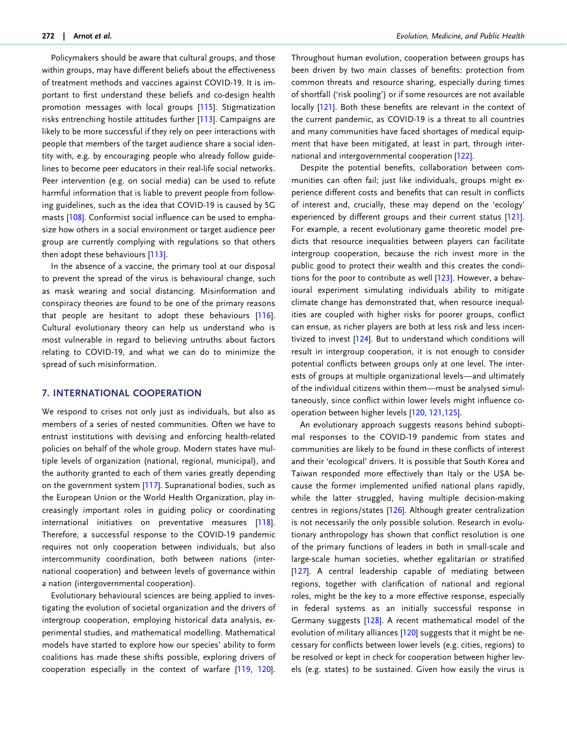Policymakers should be aware that cultural groups, and those within groups, may have different beliefs about the effectiveness of treatment methods and vaccines against COVID-19. It is important to first understand these beliefs and co-design health promotion messages with local groups [115]. Stigmatization risks entrenching hostile attitudes further [113]. Campaigns are likely to be more successful if they rely on peer interactions with people that members of the target audience share a social identity with, e.g. by encouraging people who already follow guidelines to become peer educators in their real-life social networks. Peer intervention (e.g. on social media) can be used to refute harmful information that is liable to prevent people from following guidelines, such as the idea that COVID-19 is caused by 5G masts [108]. Conformist social influence can be used to emphasize how others in a social environment or target audience peer group are currently complying with regulations so that others then adopt these behaviours [113].

In the absence of a vaccine, the primary tool at our disposal to prevent the spread of the virus is behavioural change, such as mask wearing and social distancing. Misinformation and conspiracy theories are found to be one of the primary reasons that people are hesitant to adopt these behaviours [116]. Cultural evolutionary theory can help us understand who is most vulnerable in regard to believing untruths about factors relating to COVID-19, and what we can do to minimize the spread of such misinformation.

## 7. INTERNATIONAL COOPERATION

We respond to crises not only just as individuals, but also as members of a series of nested communities. Often we have to entrust institutions with devising and enforcing health-related policies on behalf of the whole group. Modern states have multiple levels of organization (national, regional, municipal), and the authority granted to each of them varies greatly depending on the government system [117]. Supranational bodies, such as the European Union or the World Health Organization, play increasingly important roles in guiding policy or coordinating international initiatives on preventative measures [118]. Therefore, a successful response to the COVID-19 pandemic requires not only cooperation between individuals, but also intercommunity coordination, both between nations (international cooperation) and between levels of governance within a nation (intergovernmental cooperation).

Evolutionary behavioural sciences are being applied to investigating the evolution of societal organization and the drivers of intergroup cooperation, employing historical data analysis, experimental studies, and mathematical modelling. Mathematical models have started to explore how our species' ability to form coalitions has made these shifts possible, exploring drivers of cooperation especially in the context of warfare [119, 120]. Throughout human evolution, cooperation between groups has been driven by two main classes of benefits: protection from common threats and resource sharing, especially during times of shortfall ('risk pooling') or if some resources are not available locally [121]. Both these benefits are relevant in the context of the current pandemic, as COVID-19 is a threat to all countries and many communities have faced shortages of medical equipment that have been mitigated, at least in part, through international and intergovernmental cooperation [122].

Despite the potential benefits, collaboration between communities can often fail; just like individuals, groups might experience different costs and benefits that can result in conflicts of interest and, crucially, these may depend on the 'ecology' experienced by different groups and their current status [121]. For example, a recent evolutionary game theoretic model predicts that resource inequalities between players can facilitate intergroup cooperation, because the rich invest more in the public good to protect their wealth and this creates the conditions for the poor to contribute as well [123]. However, a behavioural experiment simulating individuals ability to mitigate climate change has demonstrated that, when resource inequalities are coupled with higher risks for poorer groups, conflict can ensue, as richer players are both at less risk and less incentivized to invest [124]. But to understand which conditions will result in intergroup cooperation, it is not enough to consider potential conflicts between groups only at one level. The interests of groups at multiple organizational levels—and ultimately of the individual citizens within them—must be analysed simultaneously, since conflict within lower levels might influence cooperation between higher levels [120, 121,125].

An evolutionary approach suggests reasons behind suboptimal responses to the COVID-19 pandemic from states and communities are likely to be found in these conflicts of interest and their 'ecological' drivers. It is possible that South Korea and Taiwan responded more effectively than Italy or the USA because the former implemented unified national plans rapidly, while the latter struggled, having multiple decision-making centres in regions/states [126]. Although greater centralization is not necessarily the only possible solution. Research in evolutionary anthropology has shown that conflict resolution is one of the primary functions of leaders in both in small-scale and large-scale human societies, whether egalitarian or stratified [127]. A central leadership capable of mediating between regions, together with clarification of national and regional roles, might be the key to a more effective response, especially in federal systems as an initially successful response in Germany suggests [128]. A recent mathematical model of the evolution of military alliances [120] suggests that it might be necessary for conflicts between lower levels (e.g. cities, regions) to be resolved or kept in check for cooperation between higher levels (e.g. states) to be sustained. Given how easily the virus is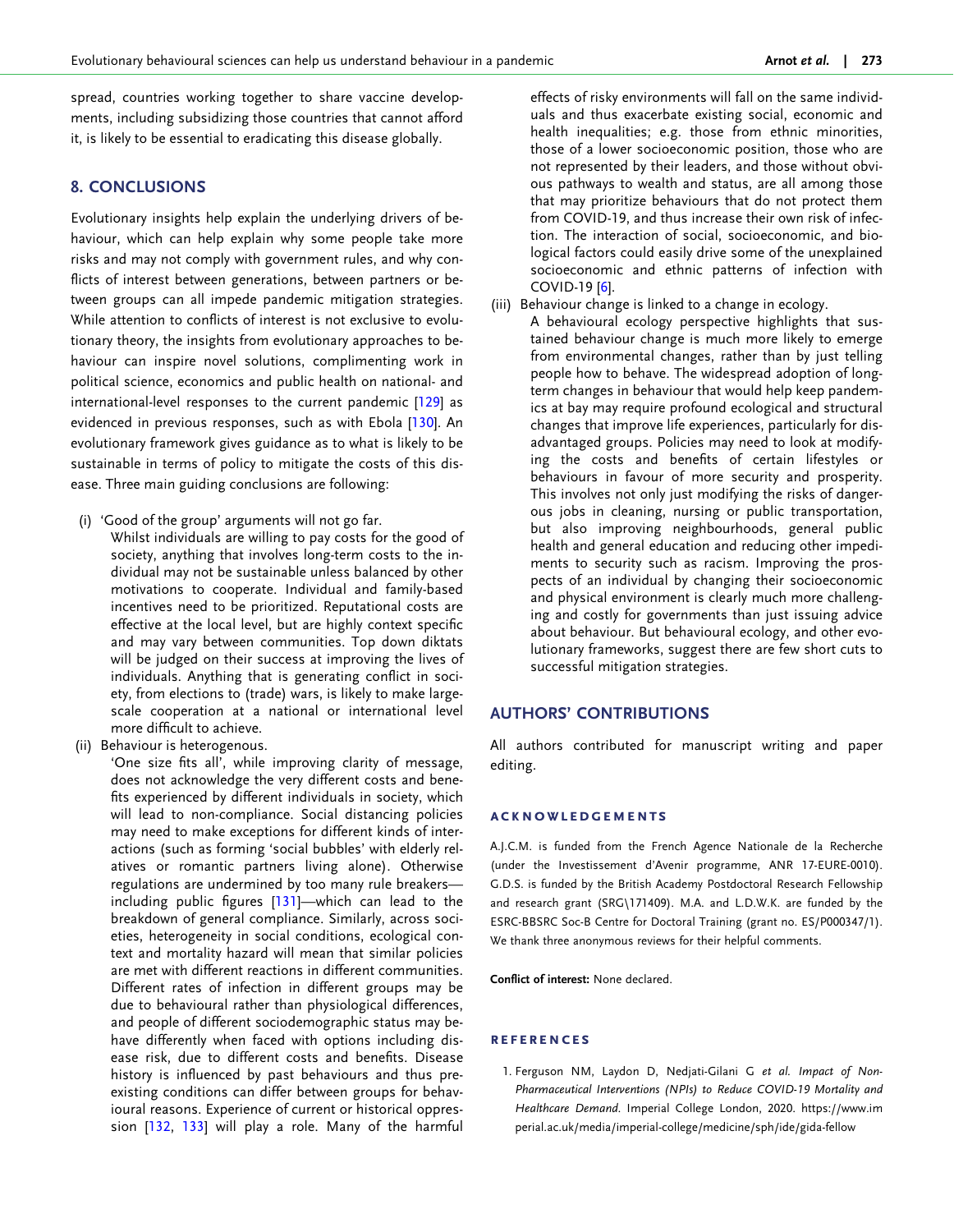spread, countries working together to share vaccine developments, including subsidizing those countries that cannot afford it, is likely to be essential to eradicating this disease globally.

## 8. CONCLUSIONS

Evolutionary insights help explain the underlying drivers of behaviour, which can help explain why some people take more risks and may not comply with government rules, and why conflicts of interest between generations, between partners or between groups can all impede pandemic mitigation strategies. While attention to conflicts of interest is not exclusive to evolutionary theory, the insights from evolutionary approaches to behaviour can inspire novel solutions, complimenting work in political science, economics and public health on national- and international-level responses to the current pandemic [129] as evidenced in previous responses, such as with Ebola [130]. An evolutionary framework gives guidance as to what is likely to be sustainable in terms of policy to mitigate the costs of this disease. Three main guiding conclusions are following:

(i) 'Good of the group' arguments will not go far.
Whilst individuals are willing to pay costs for the good of society, anything that involves long-term costs to the individual may not be sustainable unless balanced by other motivations to cooperate. Individual and family-based incentives need to be prioritized. Reputational costs are effective at the local level, but are highly context specific and may vary between communities. Top down diktats will be judged on their success at improving the lives of individuals. Anything that is generating conflict in society, from elections to (trade) wars, is likely to make large-scale cooperation at a national or international level more difficult to achieve.

(ii) Behaviour is heterogenous.
'One size fits all', while improving clarity of message, does not acknowledge the very different costs and benefits experienced by different individuals in society, which will lead to non-compliance. Social distancing policies may need to make exceptions for different kinds of interactions (such as forming 'social bubbles' with elderly relatives or romantic partners living alone). Otherwise regulations are undermined by too many rule breakers—including public figures [131]—which can lead to the breakdown of general compliance. Similarly, across societies, heterogeneity in social conditions, ecological context and mortality hazard will mean that similar policies are met with different reactions in different communities. Different rates of infection in different groups may be due to behavioural rather than physiological differences, and people of different sociodemographic status may behave differently when faced with options including disease risk, due to different costs and benefits. Disease history is influenced by past behaviours and thus pre-existing conditions can differ between groups for behavioural reasons. Experience of current or historical oppression [132, 133] will play a role. Many of the harmful effects of risky environments will fall on the same individuals and thus exacerbate existing social, economic and health inequalities; e.g. those from ethnic minorities, those of a lower socioeconomic position, those who are not represented by their leaders, and those without obvious pathways to wealth and status, are all among those that may prioritize behaviours that do not protect them from COVID-19, and thus increase their own risk of infection. The interaction of social, socioeconomic, and biological factors could easily drive some of the unexplained socioeconomic and ethnic patterns of infection with COVID-19 [6].

(iii) Behaviour change is linked to a change in ecology.
A behavioural ecology perspective highlights that sustained behaviour change is much more likely to emerge from environmental changes, rather than by just telling people how to behave. The widespread adoption of long-term changes in behaviour that would help keep pandemics at bay may require profound ecological and structural changes that improve life experiences, particularly for disadvantaged groups. Policies may need to look at modifying the costs and benefits of certain lifestyles or behaviours in favour of more security and prosperity. This involves not only just modifying the risks of dangerous jobs in cleaning, nursing or public transportation, but also improving neighbourhoods, general public health and general education and reducing other impediments to security such as racism. Improving the prospects of an individual by changing their socioeconomic and physical environment is clearly much more challenging and costly for governments than just issuing advice about behaviour. But behavioural ecology, and other evolutionary frameworks, suggest there are few short cuts to successful mitigation strategies.

## AUTHORS' CONTRIBUTIONS

All authors contributed for manuscript writing and paper editing.

### ACKNOWLEDGEMENTS

A.J.C.M. is funded from the French Agence Nationale de la Recherche (under the Investissement d'Avenir programme, ANR 17-EURE-0010). G.D.S. is funded by the British Academy Postdoctoral Research Fellowship and research grant (SRG\171409). M.A. and L.D.W.K. are funded by the ESRC-BBSRC Soc-B Centre for Doctoral Training (grant no. ES/P000347/1). We thank three anonymous reviews for their helpful comments.

**Conflict of interest:** None declared.

### REFERENCES

1. Ferguson NM, Laydon D, Nedjati-Gilani G *et al. Impact of Non-Pharmaceutical Interventions (NPIs) to Reduce COVID-19 Mortality and Healthcare Demand.* Imperial College London, 2020. https://www.imperial.ac.uk/media/imperial-college/medicine/sph/ide/gida-fellow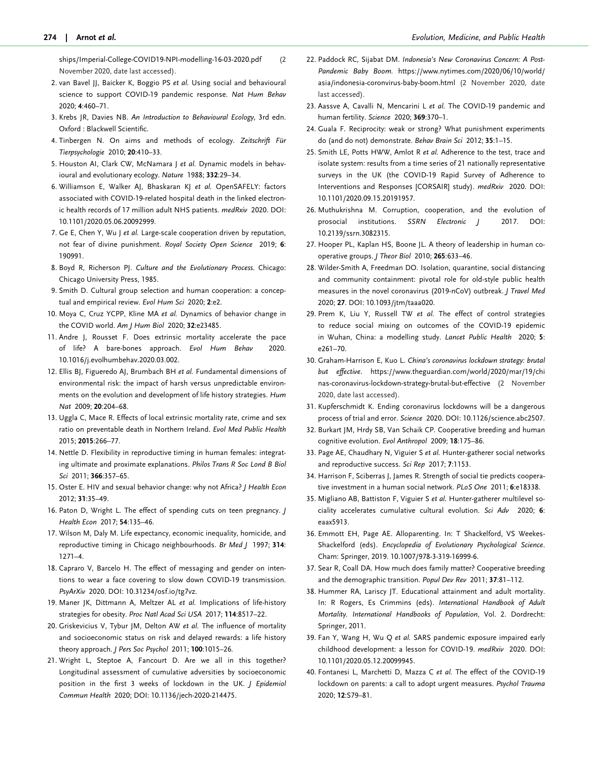ships/Imperial-College-COVID19-NPI-modelling-16-03-2020.pdf (2 November 2020, date last accessed).

2. van Bavel JJ, Baicker K, Boggio PS *et al.* Using social and behavioural science to support COVID-19 pandemic response. *Nat Hum Behav* 2020; **4**:460–71.
3. Krebs JR, Davies NB. *An Introduction to Behavioural Ecology*, 3rd edn. Oxford : Blackwell Scientific.
4. Tinbergen N. On aims and methods of ecology. *Zeitschrift Für Tierpsychologie* 2010; **20**:410–33.
5. Houston AI, Clark CW, McNamara J *et al.* Dynamic models in behavioural and evolutionary ecology. *Nature* 1988; **332**:29–34.
6. Williamson E, Walker AJ, Bhaskaran KJ *et al.* OpenSAFELY: factors associated with COVID-19-related hospital death in the linked electronic health records of 17 million adult NHS patients. *medRxiv* 2020. DOI: 10.1101/2020.05.06.20092999.
7. Ge E, Chen Y, Wu J *et al.* Large-scale cooperation driven by reputation, not fear of divine punishment. *Royal Society Open Science* 2019; **6**: 190991.
8. Boyd R, Richerson PJ. *Culture and the Evolutionary Process*. Chicago: Chicago University Press, 1985.
9. Smith D. Cultural group selection and human cooperation: a conceptual and empirical review. *Evol Hum Sci* 2020; **2**:e2.
10. Moya C, Cruz YCPP, Kline MA *et al.* Dynamics of behavior change in the COVID world. *Am J Hum Biol* 2020; **32**:e23485.
11. Andre J, Rousset F. Does extrinsic mortality accelerate the pace of life? A bare-bones approach. *Evol Hum Behav* 2020. 10.1016/j.evolhumbehav.2020.03.002.
12. Ellis BJ, Figueredo AJ, Brumbach BH *et al.* Fundamental dimensions of environmental risk: the impact of harsh versus unpredictable environments on the evolution and development of life history strategies. *Hum Nat* 2009; **20**:204–68.
13. Uggla C, Mace R. Effects of local extrinsic mortality rate, crime and sex ratio on preventable death in Northern Ireland. *Evol Med Public Health* 2015; **2015**:266–77.
14. Nettle D. Flexibility in reproductive timing in human females: integrating ultimate and proximate explanations. *Philos Trans R Soc Lond B Biol Sci* 2011; **366**:357–65.
15. Oster E. HIV and sexual behavior change: why not Africa? *J Health Econ* 2012; **31**:35–49.
16. Paton D, Wright L. The effect of spending cuts on teen pregnancy. *J Health Econ* 2017; **54**:135–46.
17. Wilson M, Daly M. Life expectancy, economic inequality, homicide, and reproductive timing in Chicago neighbourhoods. *Br Med J* 1997; **314**: 1271–4.
18. Capraro V, Barcelo H. The effect of messaging and gender on intentions to wear a face covering to slow down COVID-19 transmission. *PsyArXiv* 2020. DOI: 10.31234/osf.io/tg7vz.
19. Maner JK, Dittmann A, Meltzer AL *et al.* Implications of life-history strategies for obesity. *Proc Natl Acad Sci USA* 2017; **114**:8517–22.
20. Griskevicius V, Tybur JM, Delton AW *et al.* The influence of mortality and socioeconomic status on risk and delayed rewards: a life history theory approach. *J Pers Soc Psychol* 2011; **100**:1015–26.
21. Wright L, Steptoe A, Fancourt D. Are we all in this together? Longitudinal assessment of cumulative adversities by socioeconomic position in the first 3 weeks of lockdown in the UK. *J Epidemiol Commun Health* 2020; DOI: 10.1136/jech-2020-214475.
22. Paddock RC, Sijabat DM. *Indonesia's New Coronavirus Concern: A Post-Pandemic Baby Boom*. https://www.nytimes.com/2020/06/10/world/asia/indonesia-coronvirus-baby-boom.html (2 November 2020, date last accessed).
23. Aassve A, Cavalli N, Mencarini L *et al.* The COVID-19 pandemic and human fertility. *Science* 2020; **369**:370–1.
24. Guala F. Reciprocity: weak or strong? What punishment experiments do (and do not) demonstrate. *Behav Brain Sci* 2012; **35**:1–15.
25. Smith LE, Potts HWW, Amlot R *et al.* Adherence to the test, trace and isolate system: results from a time series of 21 nationally representative surveys in the UK (the COVID-19 Rapid Survey of Adherence to Interventions and Responses [CORSAIR] study). *medRxiv* 2020. DOI: 10.1101/2020.09.15.20191957.
26. Muthukrishna M. Corruption, cooperation, and the evolution of prosocial institutions. *SSRN Electronic J* 2017. DOI: 10.2139/ssrn.3082315.
27. Hooper PL, Kaplan HS, Boone JL. A theory of leadership in human cooperative groups. *J Theor Biol* 2010; **265**:633–46.
28. Wilder-Smith A, Freedman DO. Isolation, quarantine, social distancing and community containment: pivotal role for old-style public health measures in the novel coronavirus (2019-nCoV) outbreak. *J Travel Med* 2020; **27**. DOI: 10.1093/jtm/taaa020.
29. Prem K, Liu Y, Russell TW *et al.* The effect of control strategies to reduce social mixing on outcomes of the COVID-19 epidemic in Wuhan, China: a modelling study. *Lancet Public Health* 2020; **5**: e261–70.
30. Graham-Harrison E, Kuo L. *China's coronavirus lockdown strategy: brutal but effective*. https://www.theguardian.com/world/2020/mar/19/chinas-coronavirus-lockdown-strategy-brutal-but-effective (2 November 2020, date last accessed).
31. Kupferschmidt K. Ending coronavirus lockdowns will be a dangerous process of trial and error. *Science* 2020. DOI: 10.1126/science.abc2507.
32. Burkart JM, Hrdy SB, Van Schaik CP. Cooperative breeding and human cognitive evolution. *Evol Anthropol* 2009; **18**:175–86.
33. Page AE, Chaudhary N, Viguier S *et al.* Hunter-gatherer social networks and reproductive success. *Sci Rep* 2017; **7**:1153.
34. Harrison F, Sciberras J, James R. Strength of social tie predicts cooperative investment in a human social network. *PLoS One* 2011; **6**:e18338.
35. Migliano AB, Battiston F, Viguier S *et al.* Hunter-gatherer multilevel sociality accelerates cumulative cultural evolution. *Sci Adv* 2020; **6**: eaax5913.
36. Emmott EH, Page AE. Alloparenting. In: T Shackelford, VS Weekes-Shackelford (eds). *Encyclopedia of Evolutionary Psychological Science*. Cham: Springer, 2019. 10.1007/978-3-319-16999-6.
37. Sear R, Coall DA. How much does family matter? Cooperative breeding and the demographic transition. *Popul Dev Rev* 2011; **37**:81–112.
38. Hummer RA, Lariscy JT. Educational attainment and adult mortality. In: R Rogers, Es Crimmins (eds). *International Handbook of Adult Mortality. International Handbooks of Population*, Vol. 2. Dordrecht: Springer, 2011.
39. Fan Y, Wang H, Wu Q *et al.* SARS pandemic exposure impaired early childhood development: a lesson for COVID-19. *medRxiv* 2020. DOI: 10.1101/2020.05.12.20099945.
40. Fontanesi L, Marchetti D, Mazza C *et al.* The effect of the COVID-19 lockdown on parents: a call to adopt urgent measures. *Psychol Trauma* 2020; **12**:S79–81.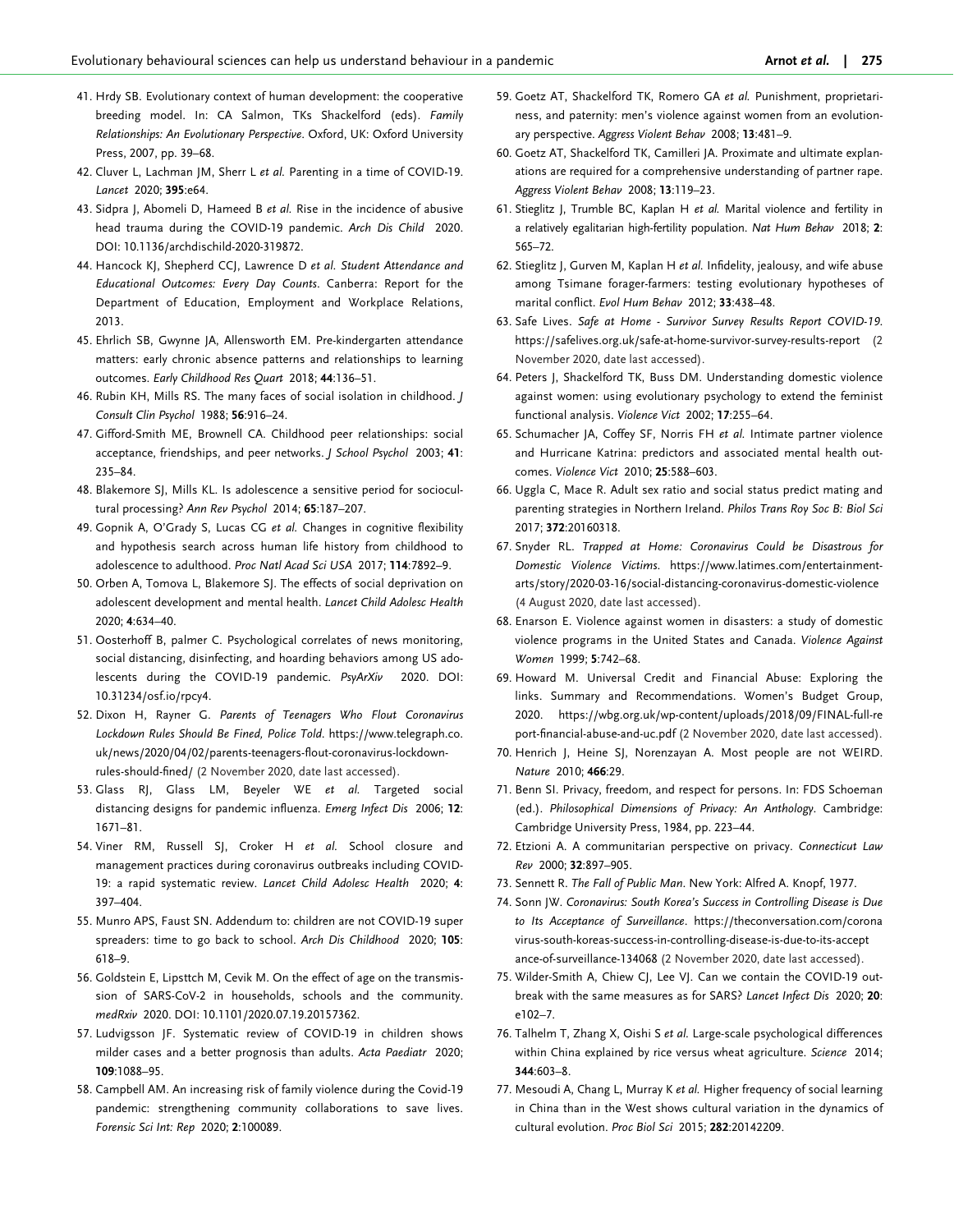41. Hrdy SB. Evolutionary context of human development: the cooperative breeding model. In: CA Salmon, TKs Shackelford (eds). *Family Relationships: An Evolutionary Perspective*. Oxford, UK: Oxford University Press, 2007, pp. 39–68.
42. Cluver L, Lachman JM, Sherr L *et al.* Parenting in a time of COVID-19. *Lancet* 2020; **395**:e64.
43. Sidpra J, Abomeli D, Hameed B *et al.* Rise in the incidence of abusive head trauma during the COVID-19 pandemic. *Arch Dis Child* 2020. DOI: 10.1136/archdischild-2020-319872.
44. Hancock KJ, Shepherd CCJ, Lawrence D *et al. Student Attendance and Educational Outcomes: Every Day Counts*. Canberra: Report for the Department of Education, Employment and Workplace Relations, 2013.
45. Ehrlich SB, Gwynne JA, Allensworth EM. Pre-kindergarten attendance matters: early chronic absence patterns and relationships to learning outcomes. *Early Childhood Res Quart* 2018; **44**:136–51.
46. Rubin KH, Mills RS. The many faces of social isolation in childhood. *J Consult Clin Psychol* 1988; **56**:916–24.
47. Gifford-Smith ME, Brownell CA. Childhood peer relationships: social acceptance, friendships, and peer networks. *J School Psychol* 2003; **41**: 235–84.
48. Blakemore SJ, Mills KL. Is adolescence a sensitive period for sociocultural processing? *Ann Rev Psychol* 2014; **65**:187–207.
49. Gopnik A, O'Grady S, Lucas CG *et al.* Changes in cognitive flexibility and hypothesis search across human life history from childhood to adolescence to adulthood. *Proc Natl Acad Sci USA* 2017; **114**:7892–9.
50. Orben A, Tomova L, Blakemore SJ. The effects of social deprivation on adolescent development and mental health. *Lancet Child Adolesc Health* 2020; **4**:634–40.
51. Oosterhoff B, palmer C. Psychological correlates of news monitoring, social distancing, disinfecting, and hoarding behaviors among US adolescents during the COVID-19 pandemic. *PsyArXiv* 2020. DOI: 10.31234/osf.io/rpcy4.
52. Dixon H, Rayner G. *Parents of Teenagers Who Flout Coronavirus Lockdown Rules Should Be Fined, Police Told*. https://www.telegraph.co.uk/news/2020/04/02/parents-teenagers-flout-coronavirus-lockdown-rules-should-fined/ (2 November 2020, date last accessed).
53. Glass RJ, Glass LM, Beyeler WE *et al.* Targeted social distancing designs for pandemic influenza. *Emerg Infect Dis* 2006; **12**: 1671–81.
54. Viner RM, Russell SJ, Croker H *et al.* School closure and management practices during coronavirus outbreaks including COVID-19: a rapid systematic review. *Lancet Child Adolesc Health* 2020; **4**: 397–404.
55. Munro APS, Faust SN. Addendum to: children are not COVID-19 super spreaders: time to go back to school. *Arch Dis Childhood* 2020; **105**: 618–9.
56. Goldstein E, Lipsttch M, Cevik M. On the effect of age on the transmission of SARS-CoV-2 in households, schools and the community. *medRxiv* 2020. DOI: 10.1101/2020.07.19.20157362.
57. Ludvigsson JF. Systematic review of COVID-19 in children shows milder cases and a better prognosis than adults. *Acta Paediatr* 2020; **109**:1088–95.
58. Campbell AM. An increasing risk of family violence during the Covid-19 pandemic: strengthening community collaborations to save lives. *Forensic Sci Int: Rep* 2020; **2**:100089.
59. Goetz AT, Shackelford TK, Romero GA *et al.* Punishment, proprietariness, and paternity: men's violence against women from an evolutionary perspective. *Aggress Violent Behav* 2008; **13**:481–9.
60. Goetz AT, Shackelford TK, Camilleri JA. Proximate and ultimate explanations are required for a comprehensive understanding of partner rape. *Aggress Violent Behav* 2008; **13**:119–23.
61. Stieglitz J, Trumble BC, Kaplan H *et al.* Marital violence and fertility in a relatively egalitarian high-fertility population. *Nat Hum Behav* 2018; **2**: 565–72.
62. Stieglitz J, Gurven M, Kaplan H *et al.* Infidelity, jealousy, and wife abuse among Tsimane forager-farmers: testing evolutionary hypotheses of marital conflict. *Evol Hum Behav* 2012; **33**:438–48.
63. Safe Lives. *Safe at Home - Survivor Survey Results Report COVID-19*. https://safelives.org.uk/safe-at-home-survivor-survey-results-report (2 November 2020, date last accessed).
64. Peters J, Shackelford TK, Buss DM. Understanding domestic violence against women: using evolutionary psychology to extend the feminist functional analysis. *Violence Vict* 2002; **17**:255–64.
65. Schumacher JA, Coffey SF, Norris FH *et al.* Intimate partner violence and Hurricane Katrina: predictors and associated mental health outcomes. *Violence Vict* 2010; **25**:588–603.
66. Uggla C, Mace R. Adult sex ratio and social status predict mating and parenting strategies in Northern Ireland. *Philos Trans Roy Soc B: Biol Sci* 2017; **372**:20160318.
67. Snyder RL. *Trapped at Home: Coronavirus Could be Disastrous for Domestic Violence Victims.* https://www.latimes.com/entertainment-arts/story/2020-03-16/social-distancing-coronavirus-domestic-violence (4 August 2020, date last accessed).
68. Enarson E. Violence against women in disasters: a study of domestic violence programs in the United States and Canada. *Violence Against Women* 1999; **5**:742–68.
69. Howard M. Universal Credit and Financial Abuse: Exploring the links. Summary and Recommendations. Women's Budget Group, 2020. https://wbg.org.uk/wp-content/uploads/2018/09/FINAL-full-report-financial-abuse-and-uc.pdf (2 November 2020, date last accessed).
70. Henrich J, Heine SJ, Norenzayan A. Most people are not WEIRD. *Nature* 2010; **466**:29.
71. Benn SI. Privacy, freedom, and respect for persons. In: FDS Schoeman (ed.). *Philosophical Dimensions of Privacy: An Anthology*. Cambridge: Cambridge University Press, 1984, pp. 223–44.
72. Etzioni A. A communitarian perspective on privacy. *Connecticut Law Rev* 2000; **32**:897–905.
73. Sennett R. *The Fall of Public Man*. New York: Alfred A. Knopf, 1977.
74. Sonn JW. *Coronavirus: South Korea's Success in Controlling Disease is Due to Its Acceptance of Surveillance*. https://theconversation.com/coronavirus-south-koreas-success-in-controlling-disease-is-due-to-its-acceptance-of-surveillance-134068 (2 November 2020, date last accessed).
75. Wilder-Smith A, Chiew CJ, Lee VJ. Can we contain the COVID-19 outbreak with the same measures as for SARS? *Lancet Infect Dis* 2020; **20**: e102–7.
76. Talhelm T, Zhang X, Oishi S *et al.* Large-scale psychological differences within China explained by rice versus wheat agriculture. *Science* 2014; **344**:603–8.
77. Mesoudi A, Chang L, Murray K *et al.* Higher frequency of social learning in China than in the West shows cultural variation in the dynamics of cultural evolution. *Proc Biol Sci* 2015; **282**:20142209.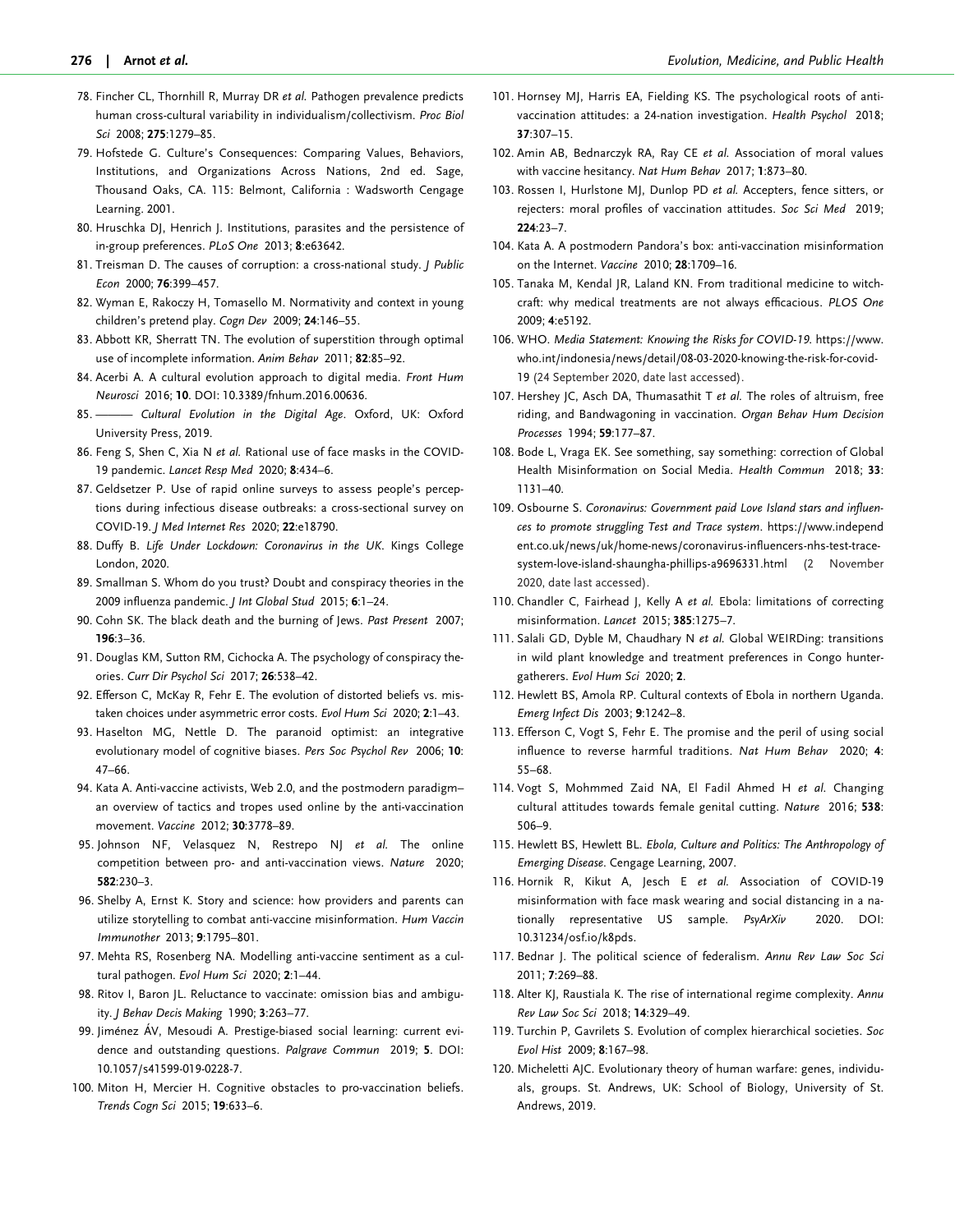78. Fincher CL, Thornhill R, Murray DR *et al.* Pathogen prevalence predicts human cross-cultural variability in individualism/collectivism. *Proc Biol Sci* 2008; **275**:1279–85.
79. Hofstede G. Culture's Consequences: Comparing Values, Behaviors, Institutions, and Organizations Across Nations, 2nd ed. Sage, Thousand Oaks, CA. 115: Belmont, California : Wadsworth Cengage Learning. 2001.
80. Hruschka DJ, Henrich J. Institutions, parasites and the persistence of in-group preferences. *PLoS One* 2013; **8**:e63642.
81. Treisman D. The causes of corruption: a cross-national study. *J Public Econ* 2000; **76**:399–457.
82. Wyman E, Rakoczy H, Tomasello M. Normativity and context in young children's pretend play. *Cogn Dev* 2009; **24**:146–55.
83. Abbott KR, Sherratt TN. The evolution of superstition through optimal use of incomplete information. *Anim Behav* 2011; **82**:85–92.
84. Acerbi A. A cultural evolution approach to digital media. *Front Hum Neurosci* 2016; **10**. DOI: 10.3389/fnhum.2016.00636.
85. ——— *Cultural Evolution in the Digital Age*. Oxford, UK: Oxford University Press, 2019.
86. Feng S, Shen C, Xia N *et al.* Rational use of face masks in the COVID-19 pandemic. *Lancet Resp Med* 2020; **8**:434–6.
87. Geldsetzer P. Use of rapid online surveys to assess people's perceptions during infectious disease outbreaks: a cross-sectional survey on COVID-19. *J Med Internet Res* 2020; **22**:e18790.
88. Duffy B. *Life Under Lockdown: Coronavirus in the UK*. Kings College London, 2020.
89. Smallman S. Whom do you trust? Doubt and conspiracy theories in the 2009 influenza pandemic. *J Int Global Stud* 2015; **6**:1–24.
90. Cohn SK. The black death and the burning of Jews. *Past Present* 2007; **196**:3–36.
91. Douglas KM, Sutton RM, Cichocka A. The psychology of conspiracy theories. *Curr Dir Psychol Sci* 2017; **26**:538–42.
92. Efferson C, McKay R, Fehr E. The evolution of distorted beliefs vs. mistaken choices under asymmetric error costs. *Evol Hum Sci* 2020; **2**:1–43.
93. Haselton MG, Nettle D. The paranoid optimist: an integrative evolutionary model of cognitive biases. *Pers Soc Psychol Rev* 2006; **10**: 47–66.
94. Kata A. Anti-vaccine activists, Web 2.0, and the postmodern paradigm–an overview of tactics and tropes used online by the anti-vaccination movement. *Vaccine* 2012; **30**:3778–89.
95. Johnson NF, Velasquez N, Restrepo NJ *et al.* The online competition between pro- and anti-vaccination views. *Nature* 2020; **582**:230–3.
96. Shelby A, Ernst K. Story and science: how providers and parents can utilize storytelling to combat anti-vaccine misinformation. *Hum Vaccin Immunother* 2013; **9**:1795–801.
97. Mehta RS, Rosenberg NA. Modelling anti-vaccine sentiment as a cultural pathogen. *Evol Hum Sci* 2020; **2**:1–44.
98. Ritov I, Baron JL. Reluctance to vaccinate: omission bias and ambiguity. *J Behav Decis Making* 1990; **3**:263–77.
99. Jiménez ÁV, Mesoudi A. Prestige-biased social learning: current evidence and outstanding questions. *Palgrave Commun* 2019; **5**. DOI: 10.1057/s41599-019-0228-7.
100. Miton H, Mercier H. Cognitive obstacles to pro-vaccination beliefs. *Trends Cogn Sci* 2015; **19**:633–6.
101. Hornsey MJ, Harris EA, Fielding KS. The psychological roots of anti-vaccination attitudes: a 24-nation investigation. *Health Psychol* 2018; **37**:307–15.
102. Amin AB, Bednarczyk RA, Ray CE *et al.* Association of moral values with vaccine hesitancy. *Nat Hum Behav* 2017; **1**:873–80.
103. Rossen I, Hurlstone MJ, Dunlop PD *et al.* Accepters, fence sitters, or rejecters: moral profiles of vaccination attitudes. *Soc Sci Med* 2019; **224**:23–7.
104. Kata A. A postmodern Pandora's box: anti-vaccination misinformation on the Internet. *Vaccine* 2010; **28**:1709–16.
105. Tanaka M, Kendal JR, Laland KN. From traditional medicine to witchcraft: why medical treatments are not always efficacious. *PLOS One* 2009; **4**:e5192.
106. WHO. *Media Statement: Knowing the Risks for COVID-19*. https://www.who.int/indonesia/news/detail/08-03-2020-knowing-the-risk-for-covid-19 (24 September 2020, date last accessed).
107. Hershey JC, Asch DA, Thumasathit T *et al.* The roles of altruism, free riding, and Bandwagoning in vaccination. *Organ Behav Hum Decision Processes* 1994; **59**:177–87.
108. Bode L, Vraga EK. See something, say something: correction of Global Health Misinformation on Social Media. *Health Commun* 2018; **33**: 1131–40.
109. Osbourne S. *Coronavirus: Government paid Love Island stars and influences to promote struggling Test and Trace system*. https://www.independent.co.uk/news/uk/home-news/coronavirus-influencers-nhs-test-trace-system-love-island-shaungha-phillips-a9696331.html (2 November 2020, date last accessed).
110. Chandler C, Fairhead J, Kelly A *et al.* Ebola: limitations of correcting misinformation. *Lancet* 2015; **385**:1275–7.
111. Salali GD, Dyble M, Chaudhary N *et al.* Global WEIRDing: transitions in wild plant knowledge and treatment preferences in Congo hunter-gatherers. *Evol Hum Sci* 2020; **2**.
112. Hewlett BS, Amola RP. Cultural contexts of Ebola in northern Uganda. *Emerg Infect Dis* 2003; **9**:1242–8.
113. Efferson C, Vogt S, Fehr E. The promise and the peril of using social influence to reverse harmful traditions. *Nat Hum Behav* 2020; **4**: 55–68.
114. Vogt S, Mohmmed Zaid NA, El Fadil Ahmed H *et al.* Changing cultural attitudes towards female genital cutting. *Nature* 2016; **538**: 506–9.
115. Hewlett BS, Hewlett BL. *Ebola, Culture and Politics: The Anthropology of Emerging Disease*. Cengage Learning, 2007.
116. Hornik R, Kikut A, Jesch E *et al.* Association of COVID-19 misinformation with face mask wearing and social distancing in a nationally representative US sample. *PsyArXiv* 2020. DOI: 10.31234/osf.io/k8pds.
117. Bednar J. The political science of federalism. *Annu Rev Law Soc Sci* 2011; **7**:269–88.
118. Alter KJ, Raustiala K. The rise of international regime complexity. *Annu Rev Law Soc Sci* 2018; **14**:329–49.
119. Turchin P, Gavrilets S. Evolution of complex hierarchical societies. *Soc Evol Hist* 2009; **8**:167–98.
120. Micheletti AJC. Evolutionary theory of human warfare: genes, individuals, groups. St. Andrews, UK: School of Biology, University of St. Andrews, 2019.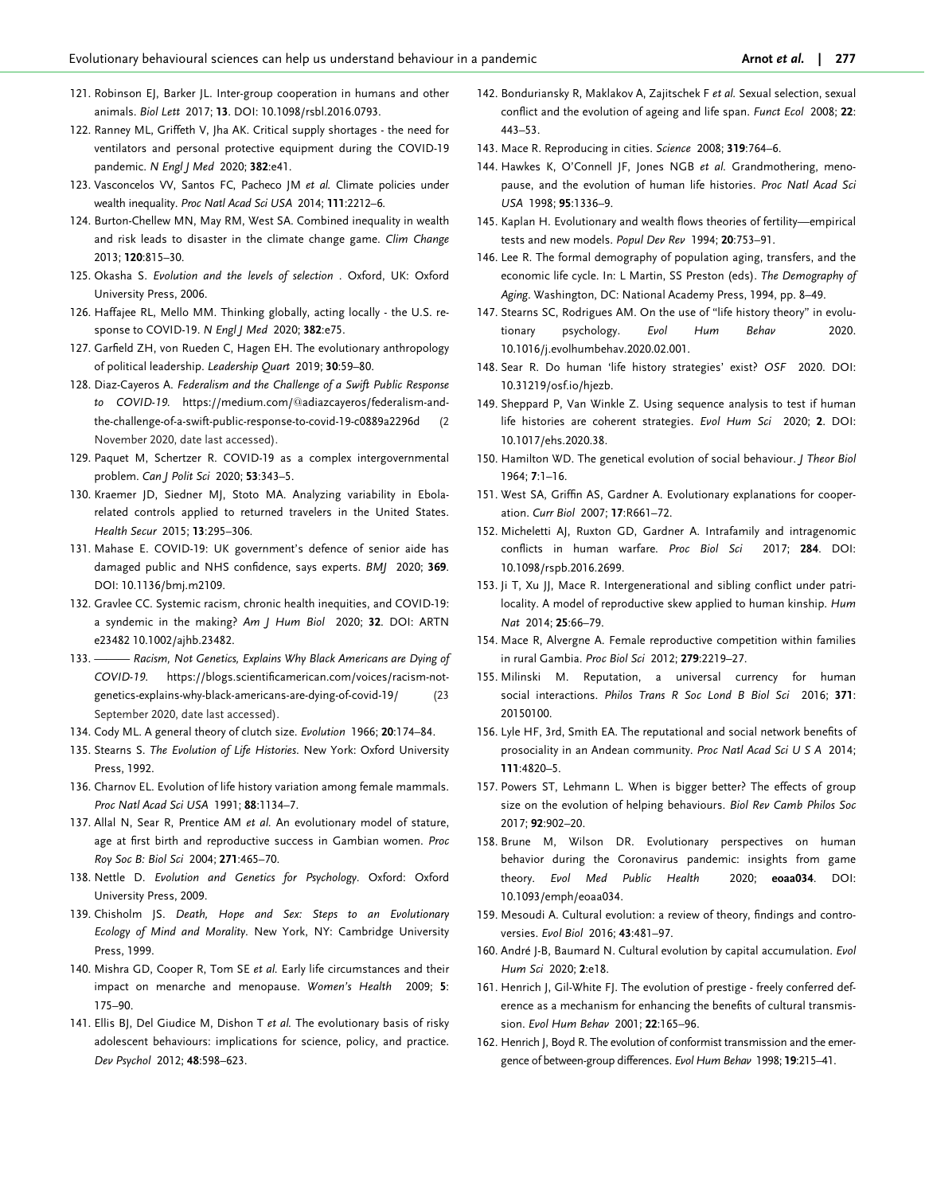121. Robinson EJ, Barker JL. Inter-group cooperation in humans and other animals. *Biol Lett* 2017; **13**. DOI: 10.1098/rsbl.2016.0793.

122. Ranney ML, Griffeth V, Jha AK. Critical supply shortages - the need for ventilators and personal protective equipment during the COVID-19 pandemic. *N Engl J Med* 2020; **382**:e41.

123. Vasconcelos VV, Santos FC, Pacheco JM *et al.* Climate policies under wealth inequality. *Proc Natl Acad Sci USA* 2014; **111**:2212–6.

124. Burton-Chellew MN, May RM, West SA. Combined inequality in wealth and risk leads to disaster in the climate change game. *Clim Change* 2013; **120**:815–30.

125. Okasha S. *Evolution and the levels of selection* . Oxford, UK: Oxford University Press, 2006.

126. Haffajee RL, Mello MM. Thinking globally, acting locally - the U.S. response to COVID-19. *N Engl J Med* 2020; **382**:e75.

127. Garfield ZH, von Rueden C, Hagen EH. The evolutionary anthropology of political leadership. *Leadership Quart* 2019; **30**:59–80.

128. Diaz-Cayeros A. *Federalism and the Challenge of a Swift Public Response to COVID-19.* https://medium.com/@adiazcayeros/federalism-and-the-challenge-of-a-swift-public-response-to-covid-19-c0889a2296d (2 November 2020, date last accessed).

129. Paquet M, Schertzer R. COVID-19 as a complex intergovernmental problem. *Can J Polit Sci* 2020; **53**:343–5.

130. Kraemer JD, Siedner MJ, Stoto MA. Analyzing variability in Ebola-related controls applied to returned travelers in the United States. *Health Secur* 2015; **13**:295–306.

131. Mahase E. COVID-19: UK government's defence of senior aide has damaged public and NHS confidence, says experts. *BMJ* 2020; **369**. DOI: 10.1136/bmj.m2109.

132. Gravlee CC. Systemic racism, chronic health inequities, and COVID-19: a syndemic in the making? *Am J Hum Biol* 2020; **32**. DOI: ARTN e23482 10.1002/ajhb.23482.

133. ——— *Racism, Not Genetics, Explains Why Black Americans are Dying of COVID-19.* https://blogs.scientificamerican.com/voices/racism-not-genetics-explains-why-black-americans-are-dying-of-covid-19/ (23 September 2020, date last accessed).

134. Cody ML. A general theory of clutch size. *Evolution* 1966; **20**:174–84.

135. Stearns S. *The Evolution of Life Histories.* New York: Oxford University Press, 1992.

136. Charnov EL. Evolution of life history variation among female mammals. *Proc Natl Acad Sci USA* 1991; **88**:1134–7.

137. Allal N, Sear R, Prentice AM *et al.* An evolutionary model of stature, age at first birth and reproductive success in Gambian women. *Proc Roy Soc B: Biol Sci* 2004; **271**:465–70.

138. Nettle D. *Evolution and Genetics for Psychology*. Oxford: Oxford University Press, 2009.

139. Chisholm JS. *Death, Hope and Sex: Steps to an Evolutionary Ecology of Mind and Morality*. New York, NY: Cambridge University Press, 1999.

140. Mishra GD, Cooper R, Tom SE *et al.* Early life circumstances and their impact on menarche and menopause. *Women's Health* 2009; **5**: 175–90.

141. Ellis BJ, Del Giudice M, Dishon T *et al.* The evolutionary basis of risky adolescent behaviours: implications for science, policy, and practice. *Dev Psychol* 2012; **48**:598–623.

142. Bonduriansky R, Maklakov A, Zajitschek F *et al.* Sexual selection, sexual conflict and the evolution of ageing and life span. *Funct Ecol* 2008; **22**: 443–53.

143. Mace R. Reproducing in cities. *Science* 2008; **319**:764–6.

144. Hawkes K, O'Connell JF, Jones NGB *et al.* Grandmothering, menopause, and the evolution of human life histories. *Proc Natl Acad Sci USA* 1998; **95**:1336–9.

145. Kaplan H. Evolutionary and wealth flows theories of fertility—empirical tests and new models. *Popul Dev Rev* 1994; **20**:753–91.

146. Lee R. The formal demography of population aging, transfers, and the economic life cycle. In: L Martin, SS Preston (eds). *The Demography of Aging*. Washington, DC: National Academy Press, 1994, pp. 8–49.

147. Stearns SC, Rodrigues AM. On the use of "life history theory" in evolutionary psychology. *Evol Hum Behav* 2020. 10.1016/j.evolhumbehav.2020.02.001.

148. Sear R. Do human 'life history strategies' exist? *OSF* 2020. DOI: 10.31219/osf.io/hjezb.

149. Sheppard P, Van Winkle Z. Using sequence analysis to test if human life histories are coherent strategies. *Evol Hum Sci* 2020; **2**. DOI: 10.1017/ehs.2020.38.

150. Hamilton WD. The genetical evolution of social behaviour. *J Theor Biol* 1964; **7**:1–16.

151. West SA, Griffin AS, Gardner A. Evolutionary explanations for cooperation. *Curr Biol* 2007; **17**:R661–72.

152. Micheletti AJ, Ruxton GD, Gardner A. Intrafamily and intragenomic conflicts in human warfare. *Proc Biol Sci* 2017; **284**. DOI: 10.1098/rspb.2016.2699.

153. Ji T, Xu JJ, Mace R. Intergenerational and sibling conflict under patrilocality. A model of reproductive skew applied to human kinship. *Hum Nat* 2014; **25**:66–79.

154. Mace R, Alvergne A. Female reproductive competition within families in rural Gambia. *Proc Biol Sci* 2012; **279**:2219–27.

155. Milinski M. Reputation, a universal currency for human social interactions. *Philos Trans R Soc Lond B Biol Sci* 2016; **371**: 20150100.

156. Lyle HF, 3rd, Smith EA. The reputational and social network benefits of prosociality in an Andean community. *Proc Natl Acad Sci U S A* 2014; **111**:4820–5.

157. Powers ST, Lehmann L. When is bigger better? The effects of group size on the evolution of helping behaviours. *Biol Rev Camb Philos Soc* 2017; **92**:902–20.

158. Brune M, Wilson DR. Evolutionary perspectives on human behavior during the Coronavirus pandemic: insights from game theory. *Evol Med Public Health* 2020; **eoaa034**. DOI: 10.1093/emph/eoaa034.

159. Mesoudi A. Cultural evolution: a review of theory, findings and controversies. *Evol Biol* 2016; **43**:481–97.

160. André J-B, Baumard N. Cultural evolution by capital accumulation. *Evol Hum Sci* 2020; **2**:e18.

161. Henrich J, Gil-White FJ. The evolution of prestige - freely conferred deference as a mechanism for enhancing the benefits of cultural transmission. *Evol Hum Behav* 2001; **22**:165–96.

162. Henrich J, Boyd R. The evolution of conformist transmission and the emergence of between-group differences. *Evol Hum Behav* 1998; **19**:215–41.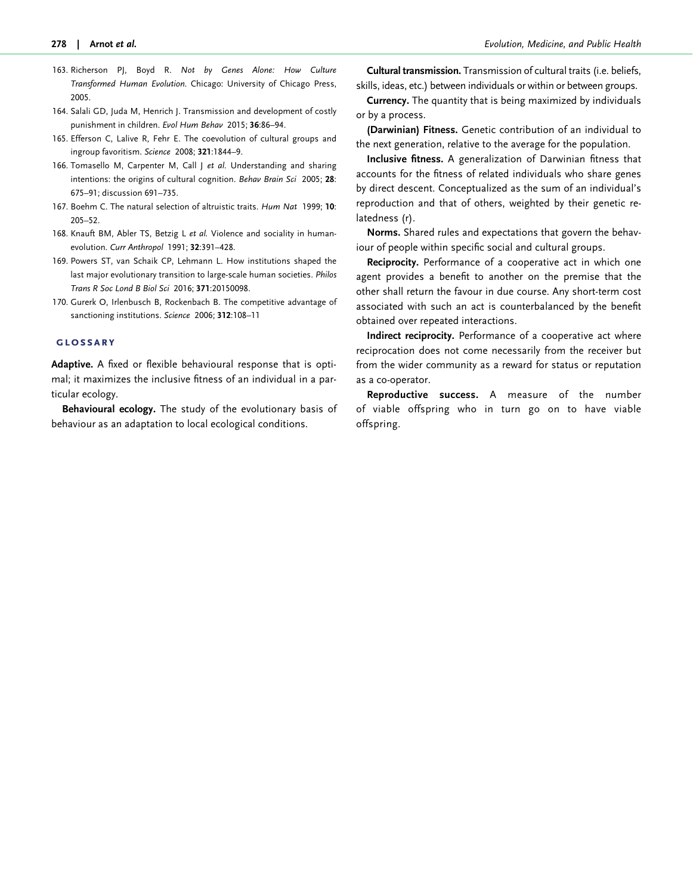163. Richerson PJ, Boyd R. *Not by Genes Alone: How Culture Transformed Human Evolution*. Chicago: University of Chicago Press, 2005.
164. Salali GD, Juda M, Henrich J. Transmission and development of costly punishment in children. *Evol Hum Behav* 2015; **36**:86–94.
165. Efferson C, Lalive R, Fehr E. The coevolution of cultural groups and ingroup favoritism. *Science* 2008; **321**:1844–9.
166. Tomasello M, Carpenter M, Call J *et al.* Understanding and sharing intentions: the origins of cultural cognition. *Behav Brain Sci* 2005; **28**: 675–91; discussion 691–735.
167. Boehm C. The natural selection of altruistic traits. *Hum Nat* 1999; **10**: 205–52.
168. Knauft BM, Abler TS, Betzig L *et al.* Violence and sociality in human-evolution. *Curr Anthropol* 1991; **32**:391–428.
169. Powers ST, van Schaik CP, Lehmann L. How institutions shaped the last major evolutionary transition to large-scale human societies. *Philos Trans R Soc Lond B Biol Sci* 2016; **371**:20150098.
170. Gurerk O, Irlenbusch B, Rockenbach B. The competitive advantage of sanctioning institutions. *Science* 2006; **312**:108–11

## GLOSSARY

**Adaptive.** A fixed or flexible behavioural response that is optimal; it maximizes the inclusive fitness of an individual in a particular ecology.

**Behavioural ecology.** The study of the evolutionary basis of behaviour as an adaptation to local ecological conditions.

**Cultural transmission.** Transmission of cultural traits (i.e. beliefs, skills, ideas, etc.) between individuals or within or between groups.

**Currency.** The quantity that is being maximized by individuals or by a process.

**(Darwinian) Fitness.** Genetic contribution of an individual to the next generation, relative to the average for the population.

**Inclusive fitness.** A generalization of Darwinian fitness that accounts for the fitness of related individuals who share genes by direct descent. Conceptualized as the sum of an individual's reproduction and that of others, weighted by their genetic relatedness (r).

**Norms.** Shared rules and expectations that govern the behaviour of people within specific social and cultural groups.

**Reciprocity.** Performance of a cooperative act in which one agent provides a benefit to another on the premise that the other shall return the favour in due course. Any short-term cost associated with such an act is counterbalanced by the benefit obtained over repeated interactions.

**Indirect reciprocity.** Performance of a cooperative act where reciprocation does not come necessarily from the receiver but from the wider community as a reward for status or reputation as a co-operator.

**Reproductive success.** A measure of the number of viable offspring who in turn go on to have viable offspring.